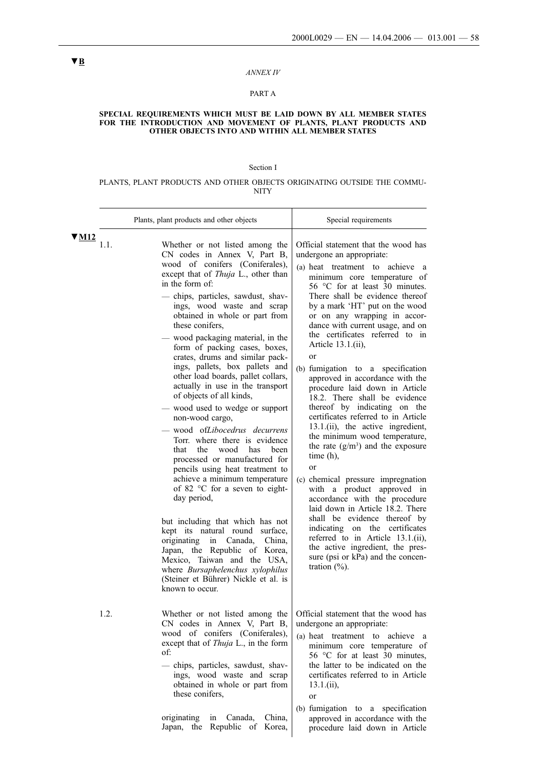▼B

*ANNEX IV*

PART A

**SPECIAL REQUIREMENTS WHICH MUST BE LAID DOWN BY ALL MEMBER STATES FOR THE INTRODUCTION AND MOVEMENT OF PLANTS, PLANT PRODUCTS AND OTHER OBJECTS INTO AND WITHIN ALL MEMBER STATES**

Section I

PLANTS, PLANT PRODUCTS AND OTHER OBJECTS ORIGINATING OUTSIDE THE COMMUNITY

▼M12

| | Plants, plant products and other objects | Special requirements |
|---|---|---|
| 1.1. | Whether or not listed among the CN codes in Annex V, Part B, wood of conifers (Coniferales), except that of *Thuja* L., other than in the form of:<br>— chips, particles, sawdust, shavings, wood waste and scrap obtained in whole or part from these conifers,<br>— wood packaging material, in the form of packing cases, boxes, crates, drums and similar packings, pallets, box pallets and other load boards, pallet collars, actually in use in the transport of objects of all kinds,<br>— wood used to wedge or support non-wood cargo,<br>— wood of *Libocedrus decurrens* Torr. where there is evidence that the wood has been processed or manufactured for pencils using heat treatment to achieve a minimum temperature of 82 °C for a seven to eight-day period,<br><br>but including that which has not kept its natural round surface, originating in Canada, China, Japan, the Republic of Korea, Mexico, Taiwan and the USA, where *Bursaphelenchus xylophilus* (Steiner et Bührer) Nickle et al. is known to occur. | Official statement that the wood has undergone an appropriate:<br>(a) heat treatment to achieve a minimum core temperature of 56 °C for at least 30 minutes. There shall be evidence thereof by a mark 'HT' put on the wood or on any wrapping in accordance with current usage, and on the certificates referred to in Article 13.1.(ii),<br>or<br>(b) fumigation to a specification approved in accordance with the procedure laid down in Article 18.2. There shall be evidence thereof by indicating on the certificates referred to in Article 13.1.(ii), the active ingredient, the minimum wood temperature, the rate ($g/m^3$) and the exposure time (h),<br>or<br>(c) chemical pressure impregnation with a product approved in accordance with the procedure laid down in Article 18.2. There shall be evidence thereof by indicating on the certificates referred to in Article 13.1.(ii), the active ingredient, the pressure (psi or kPa) and the concentration (%). |
| 1.2. | Whether or not listed among the CN codes in Annex V, Part B, wood of conifers (Coniferales), except that of *Thuja* L., in the form of:<br>— chips, particles, sawdust, shavings, wood waste and scrap obtained in whole or part from these conifers,<br><br>originating in Canada, China, Japan, the Republic of Korea, | Official statement that the wood has undergone an appropriate:<br>(a) heat treatment to achieve a minimum core temperature of 56 °C for at least 30 minutes, the latter to be indicated on the certificates referred to in Article 13.1.(ii),<br>or<br>(b) fumigation to a specification approved in accordance with the procedure laid down in Article |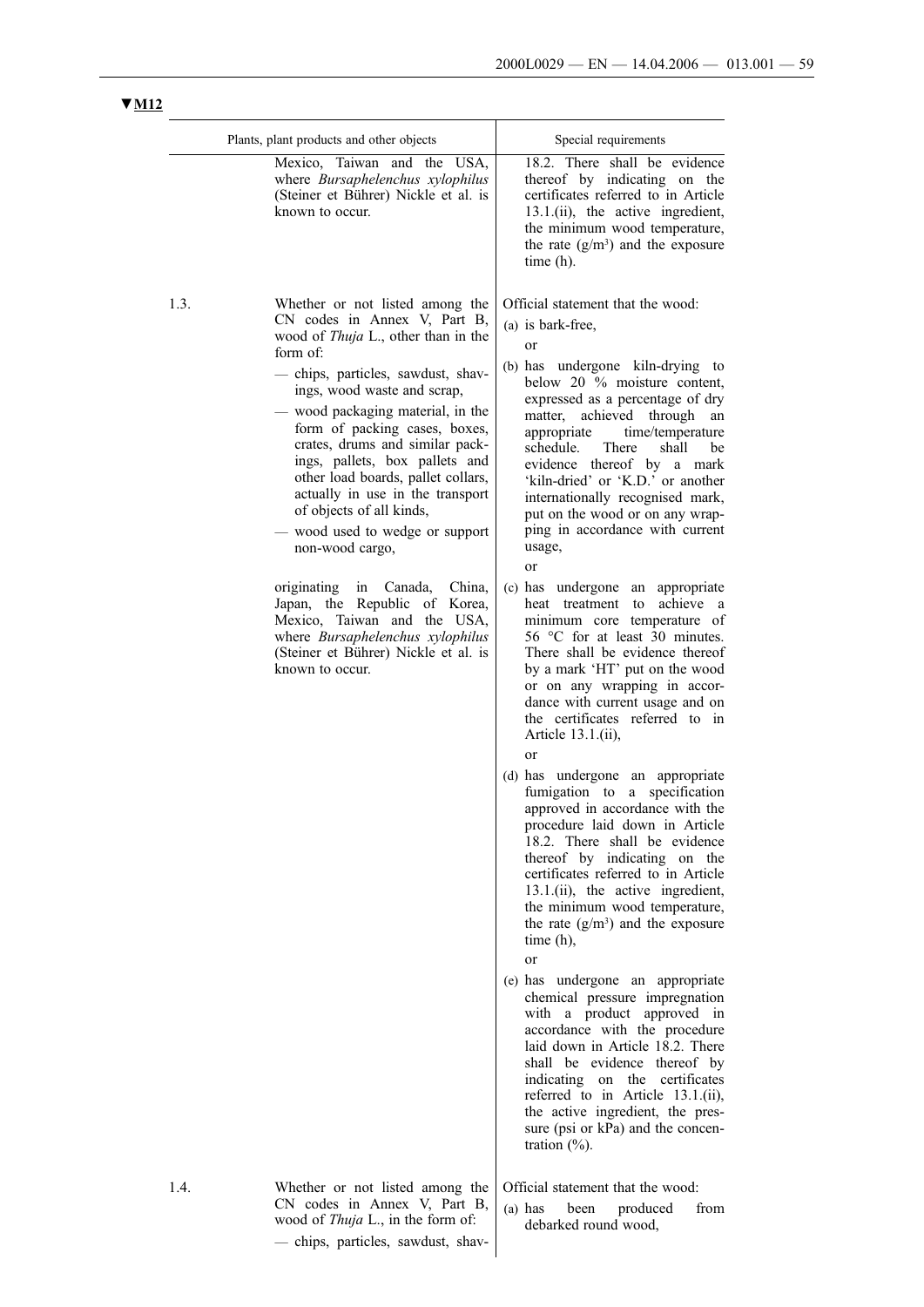▼M12

| | Plants, plant products and other objects | Special requirements |
|---|---|---|
| | Mexico, Taiwan and the USA, where *Bursaphelenchus xylophilus* (Steiner et Bührer) Nickle et al. is known to occur. | 18.2. There shall be evidence thereof by indicating on the certificates referred to in Article 13.1.(ii), the active ingredient, the minimum wood temperature, the rate (g/m³) and the exposure time (h). |
| 1.3. | Whether or not listed among the CN codes in Annex V, Part B, wood of *Thuja* L., other than in the form of:<br>— chips, particles, sawdust, shavings, wood waste and scrap,<br>— wood packaging material, in the form of packing cases, boxes, crates, drums and similar packings, pallets, box pallets and other load boards, pallet collars, actually in use in the transport of objects of all kinds,<br>— wood used to wedge or support non-wood cargo,<br><br>originating in Canada, China, Japan, the Republic of Korea, Mexico, Taiwan and the USA, where *Bursaphelenchus xylophilus* (Steiner et Bührer) Nickle et al. is known to occur. | Official statement that the wood:<br>(a) is bark-free,<br>or<br>(b) has undergone kiln-drying to below 20 % moisture content, expressed as a percentage of dry matter, achieved through an appropriate time/temperature schedule. There shall be evidence thereof by a mark 'kiln-dried' or 'K.D.' or another internationally recognised mark, put on the wood or on any wrapping in accordance with current usage,<br>or<br>(c) has undergone an appropriate heat treatment to achieve a minimum core temperature of 56 °C for at least 30 minutes. There shall be evidence thereof by a mark 'HT' put on the wood or on any wrapping in accordance with current usage and on the certificates referred to in Article 13.1.(ii),<br>or<br>(d) has undergone an appropriate fumigation to a specification approved in accordance with the procedure laid down in Article 18.2. There shall be evidence thereof by indicating on the certificates referred to in Article 13.1.(ii), the active ingredient, the minimum wood temperature, the rate (g/m³) and the exposure time (h),<br>or<br>(e) has undergone an appropriate chemical pressure impregnation with a product approved in accordance with the procedure laid down in Article 18.2. There shall be evidence thereof by indicating on the certificates referred to in Article 13.1.(ii), the active ingredient, the pressure (psi or kPa) and the concentration (%). |
| 1.4. | Whether or not listed among the CN codes in Annex V, Part B, wood of *Thuja* L., in the form of:<br>— chips, particles, sawdust, shav- | Official statement that the wood:<br>(a) has been produced from debarked round wood, |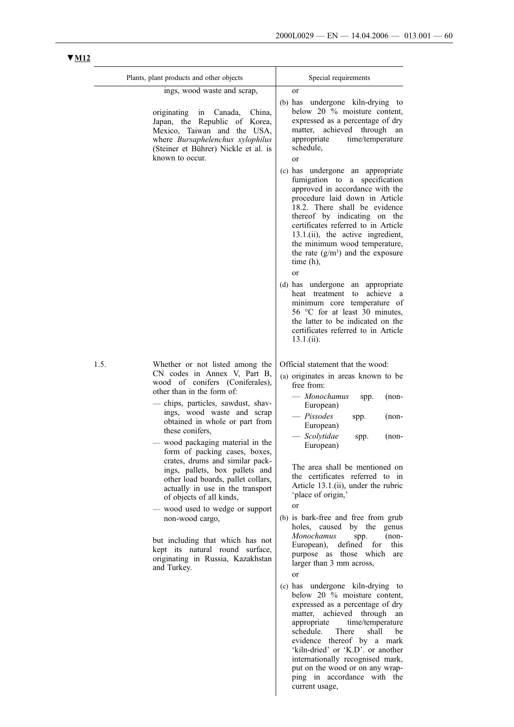▼M12

| | Plants, plant products and other objects | Special requirements |
|---|---|---|
| | ings, wood waste and scrap,<br><br>originating in Canada, China, Japan, the Republic of Korea, Mexico, Taiwan and the USA, where *Bursaphelenchus xylophilus* (Steiner et Bührer) Nickle et al. is known to occur. | or<br><br>(b) has undergone kiln-drying to below 20 % moisture content, expressed as a percentage of dry matter, achieved through an appropriate time/temperature schedule,<br><br>or<br><br>(c) has undergone an appropriate fumigation to a specification approved in accordance with the procedure laid down in Article 18.2. There shall be evidence thereof by indicating on the certificates referred to in Article 13.1.(ii), the active ingredient, the minimum wood temperature, the rate (g/m³) and the exposure time (h),<br><br>or<br><br>(d) has undergone an appropriate heat treatment to achieve a minimum core temperature of 56 °C for at least 30 minutes, the latter to be indicated on the certificates referred to in Article 13.1.(ii). |
| 1.5. | Whether or not listed among the CN codes in Annex V, Part B, wood of conifers (Coniferales), other than in the form of:<br><br>— chips, particles, sawdust, shavings, wood waste and scrap obtained in whole or part from these conifers,<br><br>— wood packaging material in the form of packing cases, boxes, crates, drums and similar packings, pallets, box pallets and other load boards, pallet collars, actually in use in the transport of objects of all kinds,<br><br>— wood used to wedge or support non-wood cargo,<br><br>but including that which has not kept its natural round surface, originating in Russia, Kazakhstan and Turkey. | Official statement that the wood:<br><br>(a) originates in areas known to be free from:<br><br>— *Monochamus* spp. (non-European)<br><br>— *Pissodes* spp. (non-European)<br><br>— *Scolytidae* spp. (non-European)<br><br>The area shall be mentioned on the certificates referred to in Article 13.1.(ii), under the rubric 'place of origin,'<br><br>or<br><br>(b) is bark-free and free from grub holes, caused by the genus *Monochamus* spp. (non-European), defined for this purpose as those which are larger than 3 mm across,<br><br>or<br><br>(c) has undergone kiln-drying to below 20 % moisture content, expressed as a percentage of dry matter, achieved through an appropriate time/temperature schedule. There shall be evidence thereof by a mark 'kiln-dried' or 'K.D'. or another internationally recognised mark, put on the wood or on any wrapping in accordance with the current usage, |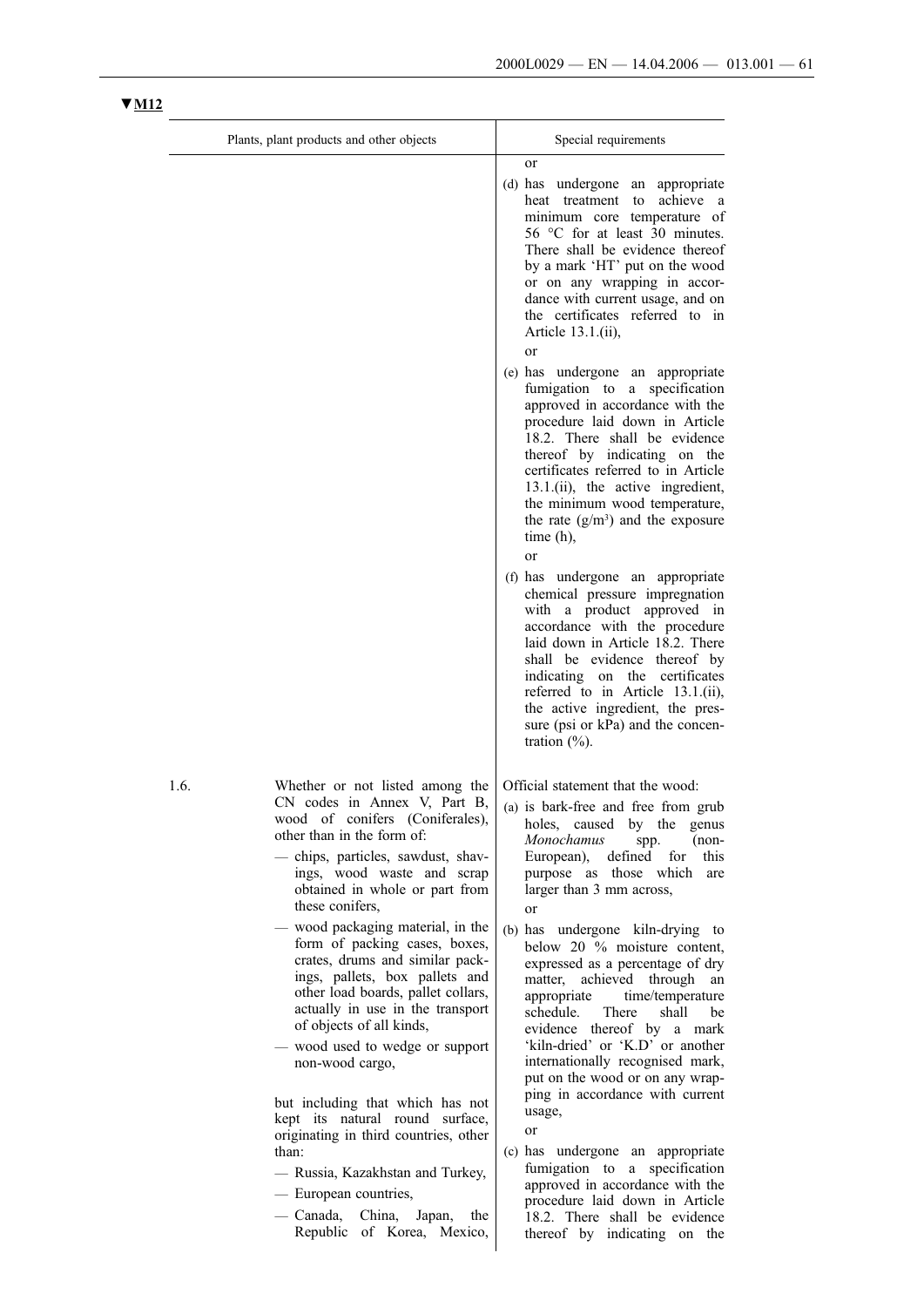▼M12

| | Plants, plant products and other objects | Special requirements |
|---|---|---|
| | | or<br>(d) has undergone an appropriate heat treatment to achieve a minimum core temperature of 56 °C for at least 30 minutes. There shall be evidence thereof by a mark 'HT' put on the wood or on any wrapping in accordance with current usage, and on the certificates referred to in Article 13.1.(ii),<br>or<br>(e) has undergone an appropriate fumigation to a specification approved in accordance with the procedure laid down in Article 18.2. There shall be evidence thereof by indicating on the certificates referred to in Article 13.1.(ii), the active ingredient, the minimum wood temperature, the rate (g/m$^3$) and the exposure time (h),<br>or<br>(f) has undergone an appropriate chemical pressure impregnation with a product approved in accordance with the procedure laid down in Article 18.2. There shall be evidence thereof by indicating on the certificates referred to in Article 13.1.(ii), the active ingredient, the pressure (psi or kPa) and the concentration (%). |
| 1.6. | Whether or not listed among the CN codes in Annex V, Part B, wood of conifers (Coniferales), other than in the form of:<br>— chips, particles, sawdust, shavings, wood waste and scrap obtained in whole or part from these conifers,<br>— wood packaging material, in the form of packing cases, boxes, crates, drums and similar packings, pallets, box pallets and other load boards, pallet collars, actually in use in the transport of objects of all kinds,<br>— wood used to wedge or support non-wood cargo,<br><br>but including that which has not kept its natural round surface, originating in third countries, other than:<br>— Russia, Kazakhstan and Turkey,<br>— European countries,<br>— Canada, China, Japan, the Republic of Korea, Mexico, | Official statement that the wood:<br>(a) is bark-free and free from grub holes, caused by the genus *Monochamus* spp. (non-European), defined for this purpose as those which are larger than 3 mm across,<br>or<br>(b) has undergone kiln-drying to below 20 % moisture content, expressed as a percentage of dry matter, achieved through an appropriate time/temperature schedule. There shall be evidence thereof by a mark 'kiln-dried' or 'K.D' or another internationally recognised mark, put on the wood or on any wrapping in accordance with current usage,<br>or<br>(c) has undergone an appropriate fumigation to a specification approved in accordance with the procedure laid down in Article 18.2. There shall be evidence thereof by indicating on the |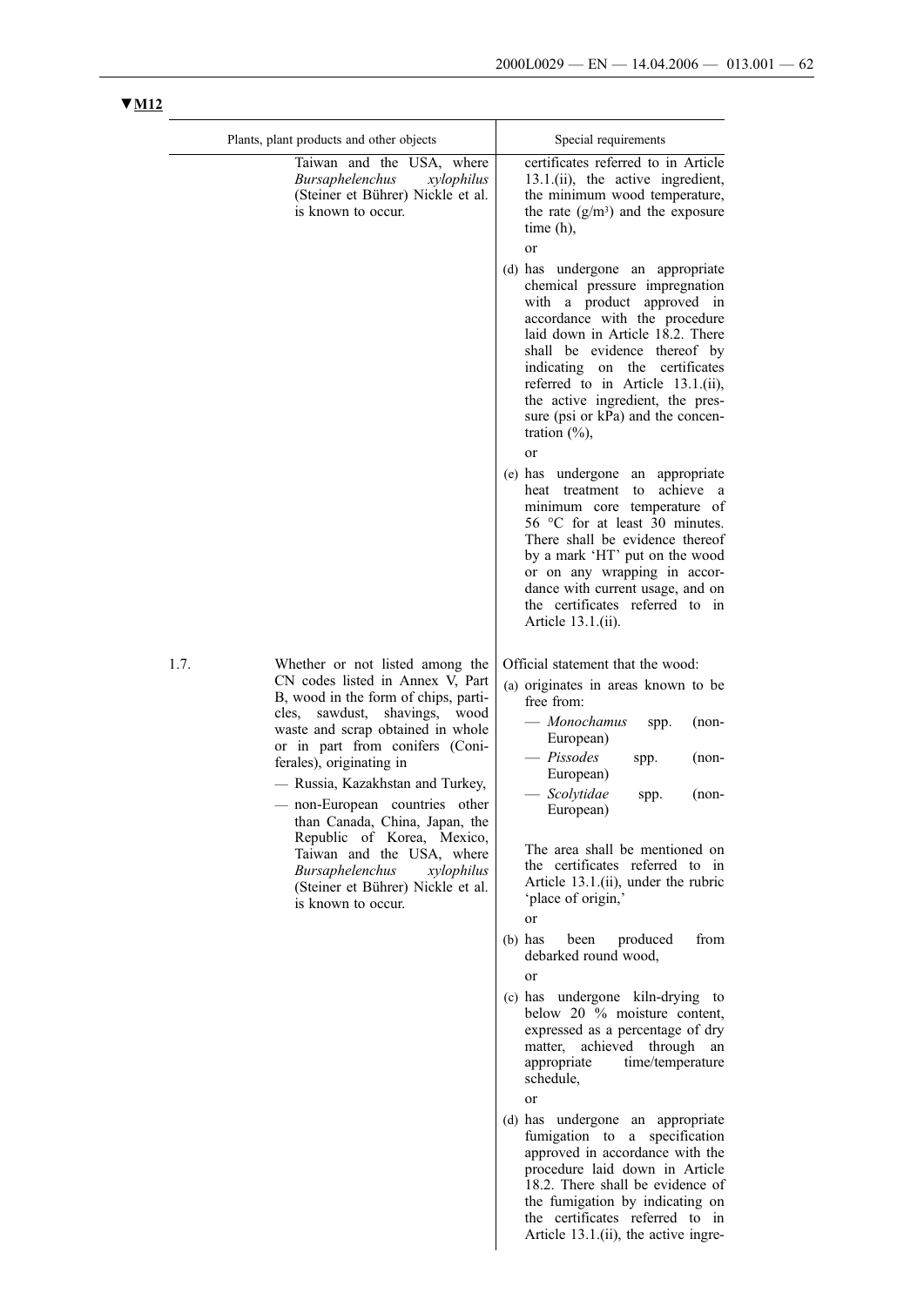▼M12

| | Plants, plant products and other objects | Special requirements |
|---|---|---|
| | Taiwan and the USA, where *Bursaphelenchus xylophilus* (Steiner et Bührer) Nickle et al. is known to occur. | certificates referred to in Article 13.1.(ii), the active ingredient, the minimum wood temperature, the rate (g/m³) and the exposure time (h),<br><br>or<br><br>(d) has undergone an appropriate chemical pressure impregnation with a product approved in accordance with the procedure laid down in Article 18.2. There shall be evidence thereof by indicating on the certificates referred to in Article 13.1.(ii), the active ingredient, the pressure (psi or kPa) and the concentration (%),<br><br>or<br><br>(e) has undergone an appropriate heat treatment to achieve a minimum core temperature of 56 °C for at least 30 minutes. There shall be evidence thereof by a mark 'HT' put on the wood or on any wrapping in accordance with current usage, and on the certificates referred to in Article 13.1.(ii). |
| 1.7. | Whether or not listed among the CN codes listed in Annex V, Part B, wood in the form of chips, particles, sawdust, shavings, wood waste and scrap obtained in whole or in part from conifers (Coniferales), originating in<br><br>— Russia, Kazakhstan and Turkey,<br><br>— non-European countries other than Canada, China, Japan, the Republic of Korea, Mexico, Taiwan and the USA, where *Bursaphelenchus xylophilus* (Steiner et Bührer) Nickle et al. is known to occur. | Official statement that the wood:<br><br>(a) originates in areas known to be free from:<br><br>— *Monochamus* spp. (non-European)<br><br>— *Pissodes* spp. (non-European)<br><br>— *Scolytidae* spp. (non-European)<br><br>The area shall be mentioned on the certificates referred to in Article 13.1.(ii), under the rubric 'place of origin,'<br><br>or<br><br>(b) has been produced from debarked round wood,<br><br>or<br><br>(c) has undergone kiln-drying to below 20 % moisture content, expressed as a percentage of dry matter, achieved through an appropriate time/temperature schedule,<br><br>or<br><br>(d) has undergone an appropriate fumigation to a specification approved in accordance with the procedure laid down in Article 18.2. There shall be evidence of the fumigation by indicating on the certificates referred to in Article 13.1.(ii), the active ingre- |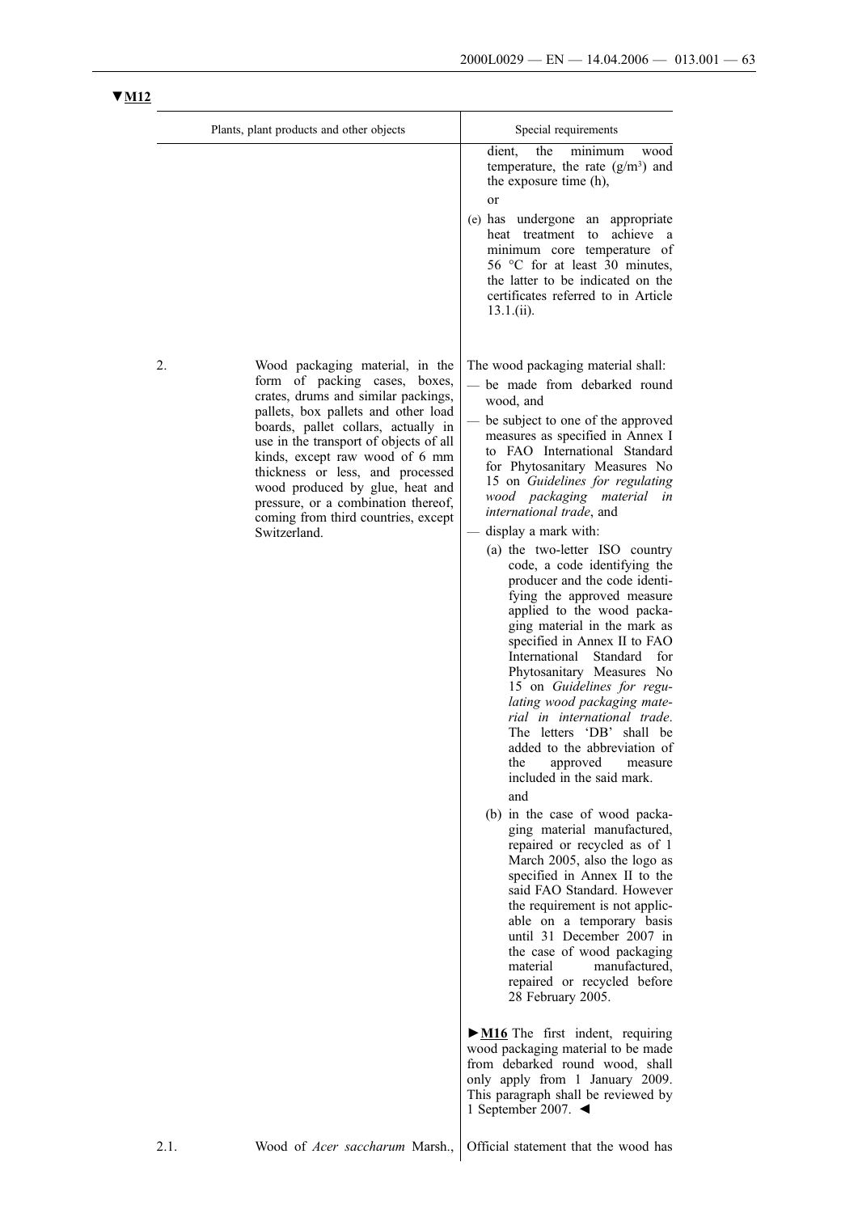▼M12

| | Plants, plant products and other objects | Special requirements |
|---|---|---|
| | | dient, the minimum wood temperature, the rate (g/m³) and the exposure time (h),<br><br>or<br><br>(e) has undergone an appropriate heat treatment to achieve a minimum core temperature of 56 °C for at least 30 minutes, the latter to be indicated on the certificates referred to in Article 13.1.(ii). |
| 2. | Wood packaging material, in the form of packing cases, boxes, crates, drums and similar packings, pallets, box pallets and other load boards, pallet collars, actually in use in the transport of objects of all kinds, except raw wood of 6 mm thickness or less, and processed wood produced by glue, heat and pressure, or a combination thereof, coming from third countries, except Switzerland. | The wood packaging material shall:<br><br>— be made from debarked round wood, and<br><br>— be subject to one of the approved measures as specified in Annex I to FAO International Standard for Phytosanitary Measures No 15 on *Guidelines for regulating wood packaging material in international trade*, and<br><br>— display a mark with:<br><br>(a) the two-letter ISO country code, a code identifying the producer and the code identifying the approved measure applied to the wood packaging material in the mark as specified in Annex II to FAO International Standard for Phytosanitary Measures No 15 on *Guidelines for regulating wood packaging material in international trade*. The letters 'DB' shall be added to the abbreviation of the approved measure included in the said mark.<br><br>and<br><br>(b) in the case of wood packaging material manufactured, repaired or recycled as of 1 March 2005, also the logo as specified in Annex II to the said FAO Standard. However the requirement is not applicable on a temporary basis until 31 December 2007 in the case of wood packaging material manufactured, repaired or recycled before 28 February 2005.<br><br>►M16 The first indent, requiring wood packaging material to be made from debarked round wood, shall only apply from 1 January 2009. This paragraph shall be reviewed by 1 September 2007. ◄ |
| 2.1. | Wood of *Acer saccharum* Marsh., | Official statement that the wood has |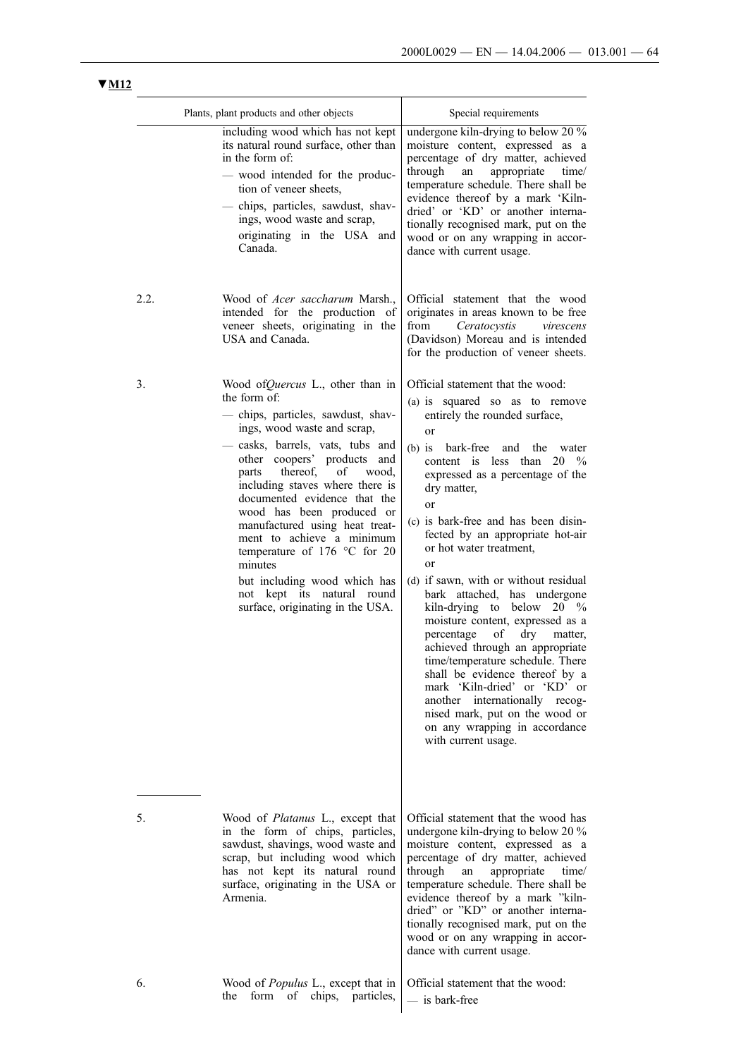▼M12

| | Plants, plant products and other objects | Special requirements |
|---|---|---|
| | including wood which has not kept its natural round surface, other than in the form of:<br>— wood intended for the production of veneer sheets,<br>— chips, particles, sawdust, shavings, wood waste and scrap,<br>originating in the USA and Canada. | undergone kiln-drying to below 20 % moisture content, expressed as a percentage of dry matter, achieved through an appropriate time/temperature schedule. There shall be evidence thereof by a mark 'Kiln-dried' or 'KD' or another internationally recognised mark, put on the wood or on any wrapping in accordance with current usage. |
| 2.2. | Wood of *Acer saccharum* Marsh., intended for the production of veneer sheets, originating in the USA and Canada. | Official statement that the wood originates in areas known to be free from *Ceratocystis virescens* (Davidson) Moreau and is intended for the production of veneer sheets. |
| 3. | Wood of*Quercus* L., other than in the form of:<br>— chips, particles, sawdust, shavings, wood waste and scrap,<br>— casks, barrels, vats, tubs and other coopers' products and parts thereof, of wood, including staves where there is documented evidence that the wood has been produced or manufactured using heat treatment to achieve a minimum temperature of 176 °C for 20 minutes<br>but including wood which has not kept its natural round surface, originating in the USA. | Official statement that the wood:<br>(a) is squared so as to remove entirely the rounded surface,<br>or<br>(b) is bark-free and the water content is less than 20 % expressed as a percentage of the dry matter,<br>or<br>(c) is bark-free and has been disinfected by an appropriate hot-air or hot water treatment,<br>or<br>(d) if sawn, with or without residual bark attached, has undergone kiln-drying to below 20 % moisture content, expressed as a percentage of dry matter, achieved through an appropriate time/temperature schedule. There shall be evidence thereof by a mark 'Kiln-dried' or 'KD' or another internationally recognised mark, put on the wood or on any wrapping in accordance with current usage. |
| 5. | Wood of *Platanus* L., except that in the form of chips, particles, sawdust, shavings, wood waste and scrap, but including wood which has not kept its natural round surface, originating in the USA or Armenia. | Official statement that the wood has undergone kiln-drying to below 20 % moisture content, expressed as a percentage of dry matter, achieved through an appropriate time/temperature schedule. There shall be evidence thereof by a mark "kiln-dried" or "KD" or another internationally recognised mark, put on the wood or on any wrapping in accordance with current usage. |
| 6. | Wood of *Populus* L., except that in the form of chips, particles, | Official statement that the wood:<br>— is bark-free |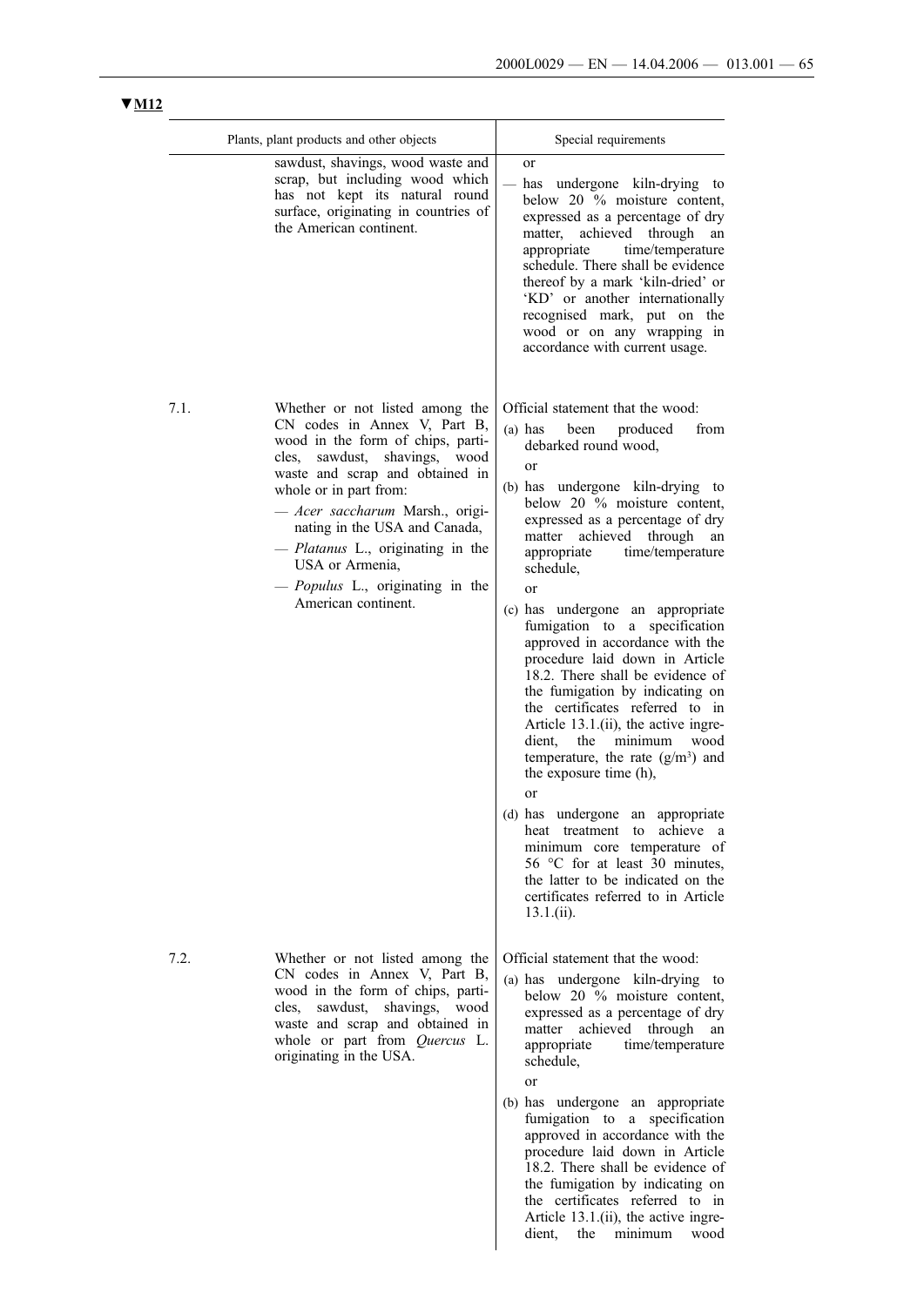**▼M12**

| | Plants, plant products and other objects | Special requirements |
|---|---|---|
| | sawdust, shavings, wood waste and scrap, but including wood which has not kept its natural round surface, originating in countries of the American continent. | or<br>— has undergone kiln-drying to below 20 % moisture content, expressed as a percentage of dry matter, achieved through an appropriate time/temperature schedule. There shall be evidence thereof by a mark 'kiln-dried' or 'KD' or another internationally recognised mark, put on the wood or on any wrapping in accordance with current usage. |
| 7.1. | Whether or not listed among the CN codes in Annex V, Part B, wood in the form of chips, particles, sawdust, shavings, wood waste and scrap and obtained in whole or in part from:<br>— *Acer saccharum* Marsh., originating in the USA and Canada,<br>— *Platanus* L., originating in the USA or Armenia,<br>— *Populus* L., originating in the American continent. | Official statement that the wood:<br>(a) has been produced from debarked round wood,<br>or<br>(b) has undergone kiln-drying to below 20 % moisture content, expressed as a percentage of dry matter achieved through an appropriate time/temperature schedule,<br>or<br>(c) has undergone an appropriate fumigation to a specification approved in accordance with the procedure laid down in Article 18.2. There shall be evidence of the fumigation by indicating on the certificates referred to in Article 13.1.(ii), the active ingredient, the minimum wood temperature, the rate (g/m³) and the exposure time (h),<br>or<br>(d) has undergone an appropriate heat treatment to achieve a minimum core temperature of 56 °C for at least 30 minutes, the latter to be indicated on the certificates referred to in Article 13.1.(ii). |
| 7.2. | Whether or not listed among the CN codes in Annex V, Part B, wood in the form of chips, particles, sawdust, shavings, wood waste and scrap and obtained in whole or part from *Quercus* L. originating in the USA. | Official statement that the wood:<br>(a) has undergone kiln-drying to below 20 % moisture content, expressed as a percentage of dry matter achieved through an appropriate time/temperature schedule,<br>or<br>(b) has undergone an appropriate fumigation to a specification approved in accordance with the procedure laid down in Article 18.2. There shall be evidence of the fumigation by indicating on the certificates referred to in Article 13.1.(ii), the active ingredient, the minimum wood |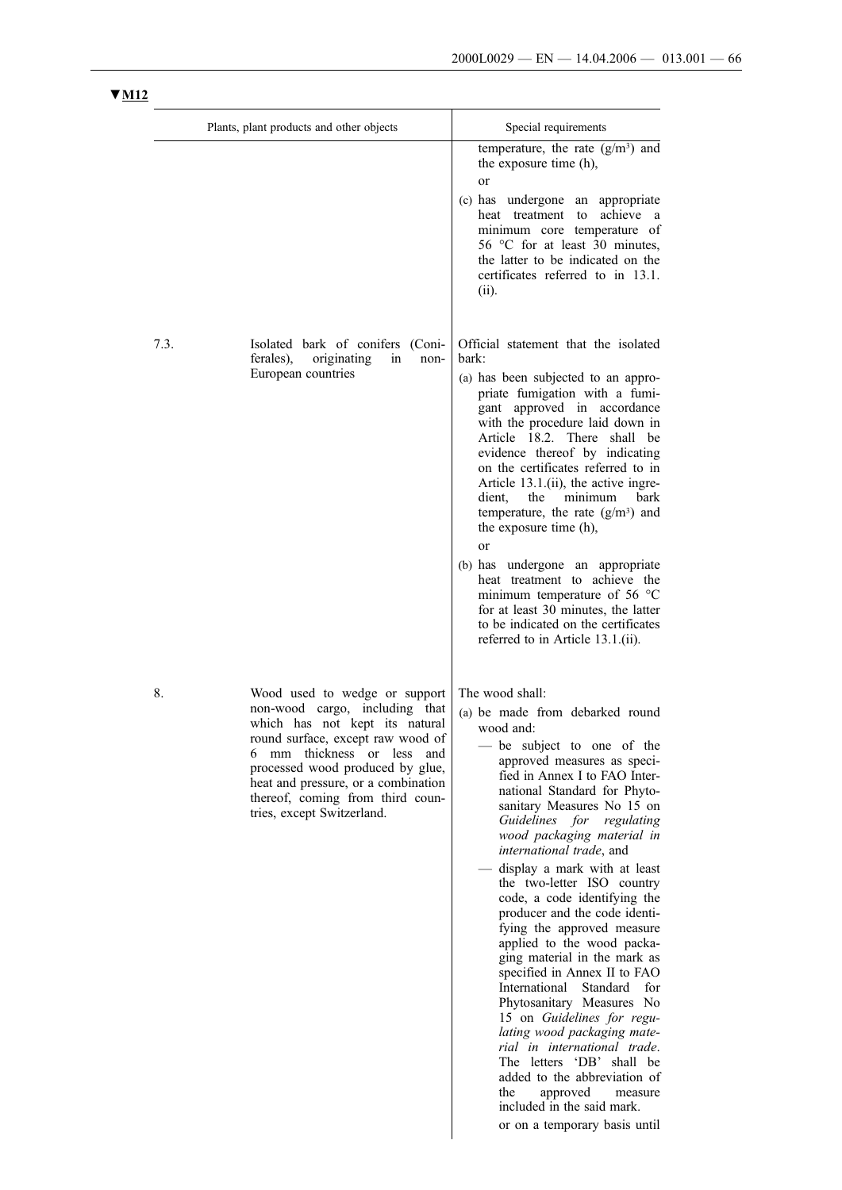▼M12

| | Plants, plant products and other objects | Special requirements |
|---|---|---|
| | | temperature, the rate (g/m³) and the exposure time (h),<br><br>or<br><br>(c) has undergone an appropriate heat treatment to achieve a minimum core temperature of 56 °C for at least 30 minutes, the latter to be indicated on the certificates referred to in 13.1.(ii). |
| 7.3. | Isolated bark of conifers (Coniferales), originating in non-European countries | Official statement that the isolated bark:<br><br>(a) has been subjected to an appropriate fumigation with a fumigant approved in accordance with the procedure laid down in Article 18.2. There shall be evidence thereof by indicating on the certificates referred to in Article 13.1.(ii), the active ingredient, the minimum bark temperature, the rate (g/m³) and the exposure time (h),<br><br>or<br><br>(b) has undergone an appropriate heat treatment to achieve the minimum temperature of 56 °C for at least 30 minutes, the latter to be indicated on the certificates referred to in Article 13.1.(ii). |
| 8. | Wood used to wedge or support non-wood cargo, including that which has not kept its natural round surface, except raw wood of 6 mm thickness or less and processed wood produced by glue, heat and pressure, or a combination thereof, coming from third countries, except Switzerland. | The wood shall:<br><br>(a) be made from debarked round wood and:<br><br>— be subject to one of the approved measures as specified in Annex I to FAO International Standard for Phytosanitary Measures No 15 on *Guidelines for regulating wood packaging material in international trade*, and<br><br>— display a mark with at least the two-letter ISO country code, a code identifying the producer and the code identifying the approved measure applied to the wood packaging material in the mark as specified in Annex II to FAO International Standard for Phytosanitary Measures No 15 on *Guidelines for regulating wood packaging material in international trade*. The letters 'DB' shall be added to the abbreviation of the approved measure included in the said mark.<br><br>or on a temporary basis until |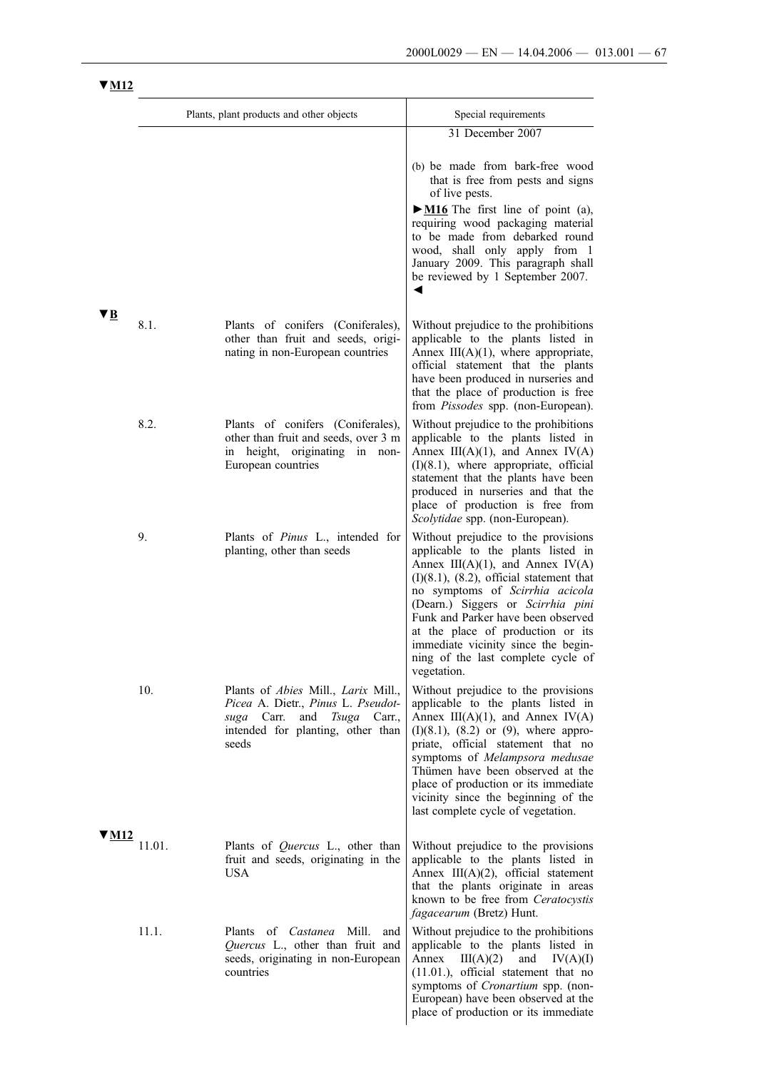▼M12

| | Plants, plant products and other objects | Special requirements |
|---|---|---|
| | | 31 December 2007<br><br>(b) be made from bark-free wood that is free from pests and signs of live pests.<br><br>►M16 The first line of point (a), requiring wood packaging material to be made from debarked round wood, shall only apply from 1 January 2009. This paragraph shall be reviewed by 1 September 2007. ◄ |

▼B

| | Plants, plant products and other objects | Special requirements |
|---|---|---|
| 8.1. | Plants of conifers (Coniferales), other than fruit and seeds, originating in non-European countries | Without prejudice to the prohibitions applicable to the plants listed in Annex III(A)(1), where appropriate, official statement that the plants have been produced in nurseries and that the place of production is free from *Pissodes* spp. (non-European). |
| 8.2. | Plants of conifers (Coniferales), other than fruit and seeds, over 3 m in height, originating in non-European countries | Without prejudice to the prohibitions applicable to the plants listed in Annex III(A)(1), and Annex IV(A)(I)(8.1), where appropriate, official statement that the plants have been produced in nurseries and that the place of production is free from *Scolytidae* spp. (non-European). |
| 9. | Plants of *Pinus* L., intended for planting, other than seeds | Without prejudice to the provisions applicable to the plants listed in Annex III(A)(1), and Annex IV(A)(I)(8.1), (8.2), official statement that no symptoms of *Scirrhia acicola* (Dearn.) Siggers or *Scirrhia pini* Funk and Parker have been observed at the place of production or its immediate vicinity since the beginning of the last complete cycle of vegetation. |
| 10. | Plants of *Abies* Mill., *Larix* Mill., *Picea* A. Dietr., *Pinus* L. *Pseudotsuga* Carr. and *Tsuga* Carr., intended for planting, other than seeds | Without prejudice to the provisions applicable to the plants listed in Annex III(A)(1), and Annex IV(A)(I)(8.1), (8.2) or (9), where appropriate, official statement that no symptoms of *Melampsora medusae* Thümen have been observed at the place of production or its immediate vicinity since the beginning of the last complete cycle of vegetation. |

▼M12

| | Plants, plant products and other objects | Special requirements |
|---|---|---|
| 11.01. | Plants of *Quercus* L., other than fruit and seeds, originating in the USA | Without prejudice to the provisions applicable to the plants listed in Annex III(A)(2), official statement that the plants originate in areas known to be free from *Ceratocystis fagacearum* (Bretz) Hunt. |
| 11.1. | Plants of *Castanea* Mill. and *Quercus* L., other than fruit and seeds, originating in non-European countries | Without prejudice to the prohibitions applicable to the plants listed in Annex III(A)(2) and IV(A)(I)(11.01.), official statement that no symptoms of *Cronartium* spp. (non-European) have been observed at the place of production or its immediate |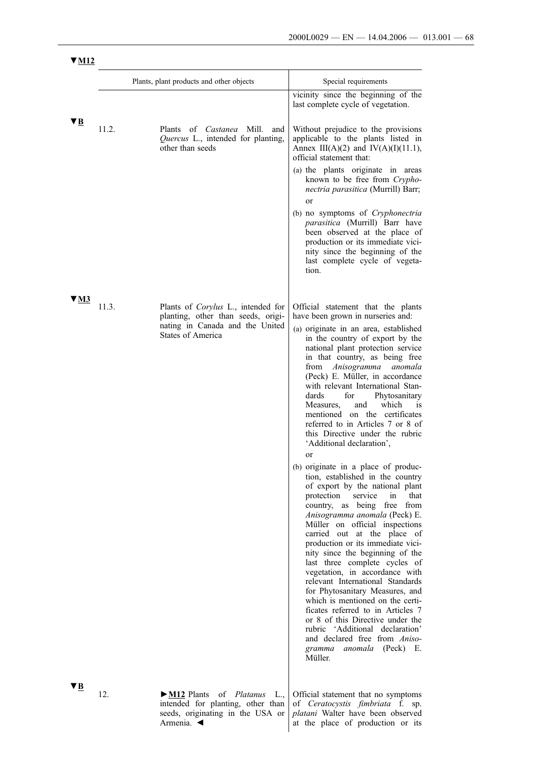▼M12

| | Plants, plant products and other objects | Special requirements |
|---|---|---|
| | | vicinity since the beginning of the last complete cycle of vegetation. |
| ▼B 11.2. | Plants of *Castanea* Mill. and *Quercus* L., intended for planting, other than seeds | Without prejudice to the provisions applicable to the plants listed in Annex III(A)(2) and IV(A)(I)(11.1), official statement that: (a) the plants originate in areas known to be free from *Cryphonectria parasitica* (Murrill) Barr; or (b) no symptoms of *Cryphonectria parasitica* (Murrill) Barr have been observed at the place of production or its immediate vicinity since the beginning of the last complete cycle of vegetation. |
| ▼M3 11.3. | Plants of *Corylus* L., intended for planting, other than seeds, originating in Canada and the United States of America | Official statement that the plants have been grown in nurseries and: (a) originate in an area, established in the country of export by the national plant protection service in that country, as being free from *Anisogramma anomala* (Peck) E. Müller, in accordance with relevant International Standards for Phytosanitary Measures, and which is mentioned on the certificates referred to in Articles 7 or 8 of this Directive under the rubric 'Additional declaration', or (b) originate in a place of production, established in the country of export by the national plant protection service in that country, as being free from *Anisogramma anomala* (Peck) E. Müller on official inspections carried out at the place of production or its immediate vicinity since the beginning of the last three complete cycles of vegetation, in accordance with relevant International Standards for Phytosanitary Measures, and which is mentioned on the certificates referred to in Articles 7 or 8 of this Directive under the rubric 'Additional declaration' and declared free from *Anisogramma anomala* (Peck) E. Müller. |
| ▼B 12. | ►M12 Plants of *Platanus* L., intended for planting, other than seeds, originating in the USA or Armenia. ◄ | Official statement that no symptoms of *Ceratocystis fimbriata* f. sp. *platani* Walter have been observed at the place of production or its |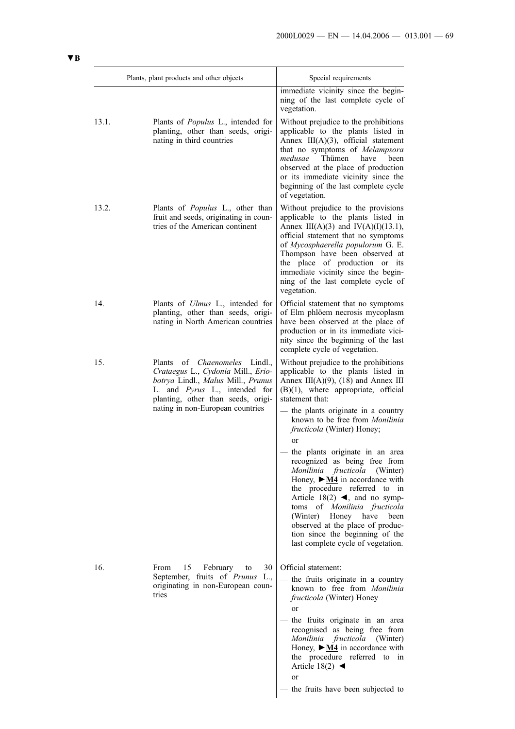▼B

| | Plants, plant products and other objects | Special requirements |
|---|---|---|
| | | immediate vicinity since the beginning of the last complete cycle of vegetation. |
| 13.1. | Plants of *Populus* L., intended for planting, other than seeds, originating in third countries | Without prejudice to the prohibitions applicable to the plants listed in Annex III(A)(3), official statement that no symptoms of *Melampsora medusae* Thümen have been observed at the place of production or its immediate vicinity since the beginning of the last complete cycle of vegetation. |
| 13.2. | Plants of *Populus* L., other than fruit and seeds, originating in countries of the American continent | Without prejudice to the provisions applicable to the plants listed in Annex III(A)(3) and IV(A)(I)(13.1), official statement that no symptoms of *Mycosphaerella populorum* G. E. Thompson have been observed at the place of production or its immediate vicinity since the beginning of the last complete cycle of vegetation. |
| 14. | Plants of *Ulmus* L., intended for planting, other than seeds, originating in North American countries | Official statement that no symptoms of Elm phlöem necrosis mycoplasm have been observed at the place of production or in its immediate vicinity since the beginning of the last complete cycle of vegetation. |
| 15. | Plants of *Chaenomeles* Lindl., *Crataegus* L., *Cydonia* Mill., *Eriobotrya* Lindl., *Malus* Mill., *Prunus* L. and *Pyrus* L., intended for planting, other than seeds, originating in non-European countries | Without prejudice to the prohibitions applicable to the plants listed in Annex III(A)(9), (18) and Annex III (B)(1), where appropriate, official statement that:<br>— the plants originate in a country known to be free from *Monilinia fructicola* (Winter) Honey;<br>or<br>— the plants originate in an area recognized as being free from *Monilinia fructicola* (Winter) Honey, ►M4 in accordance with the procedure referred to in Article 18(2) ◄, and no symptoms of *Monilinia fructicola* (Winter) Honey have been observed at the place of production since the beginning of the last complete cycle of vegetation. |
| 16. | From 15 February to 30 September, fruits of *Prunus* L., originating in non-European countries | Official statement:<br>— the fruits originate in a country known to free from *Monilinia fructicola* (Winter) Honey<br>or<br>— the fruits originate in an area recognised as being free from *Monilinia fructicola* (Winter) Honey, ►M4 in accordance with the procedure referred to in Article 18(2) ◄<br>or<br>— the fruits have been subjected to |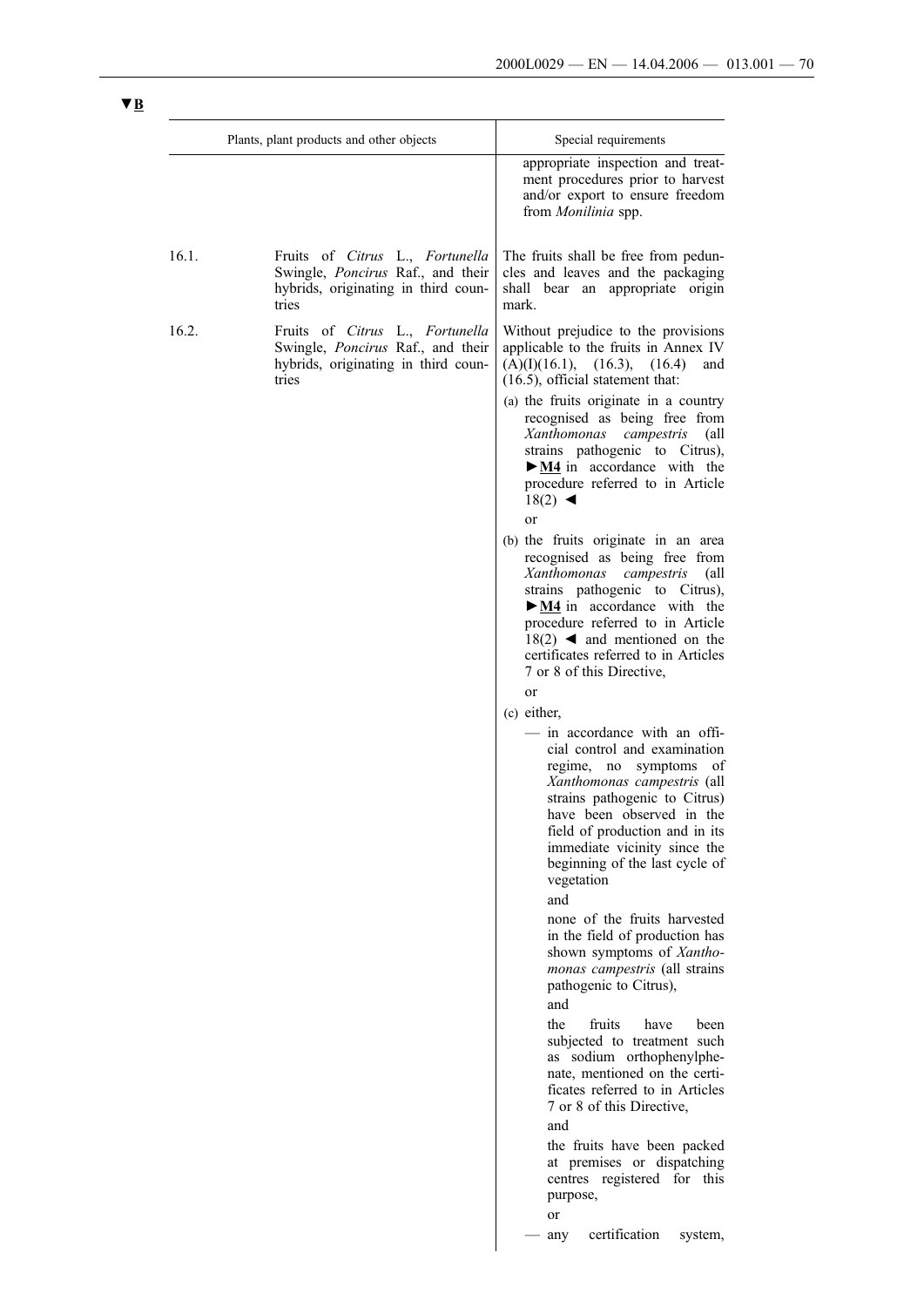▼B

| | Plants, plant products and other objects | Special requirements |
|---|---|---|
| | | appropriate inspection and treatment procedures prior to harvest and/or export to ensure freedom from *Monilinia* spp. |
| 16.1. | Fruits of *Citrus* L., *Fortunella* Swingle, *Poncirus* Raf., and their hybrids, originating in third countries | The fruits shall be free from peduncles and leaves and the packaging shall bear an appropriate origin mark. |
| 16.2. | Fruits of *Citrus* L., *Fortunella* Swingle, *Poncirus* Raf., and their hybrids, originating in third countries | Without prejudice to the provisions applicable to the fruits in Annex IV (A)(I)(16.1), (16.3), (16.4) and (16.5), official statement that:<br><br>(a) the fruits originate in a country recognised as being free from *Xanthomonas campestris* (all strains pathogenic to Citrus), ►M4 in accordance with the procedure referred to in Article 18(2) ◄<br><br>or<br><br>(b) the fruits originate in an area recognised as being free from *Xanthomonas campestris* (all strains pathogenic to Citrus), ►M4 in accordance with the procedure referred to in Article 18(2) ◄ and mentioned on the certificates referred to in Articles 7 or 8 of this Directive,<br><br>or<br><br>(c) either,<br><br>— in accordance with an official control and examination regime, no symptoms of *Xanthomonas campestris* (all strains pathogenic to Citrus) have been observed in the field of production and in its immediate vicinity since the beginning of the last cycle of vegetation<br><br>and<br><br>none of the fruits harvested in the field of production has shown symptoms of *Xanthomonas campestris* (all strains pathogenic to Citrus),<br><br>and<br><br>the fruits have been subjected to treatment such as sodium orthophenylphenate, mentioned on the certificates referred to in Articles 7 or 8 of this Directive,<br><br>and<br><br>the fruits have been packed at premises or dispatching centres registered for this purpose,<br><br>or<br><br>— any certification system, |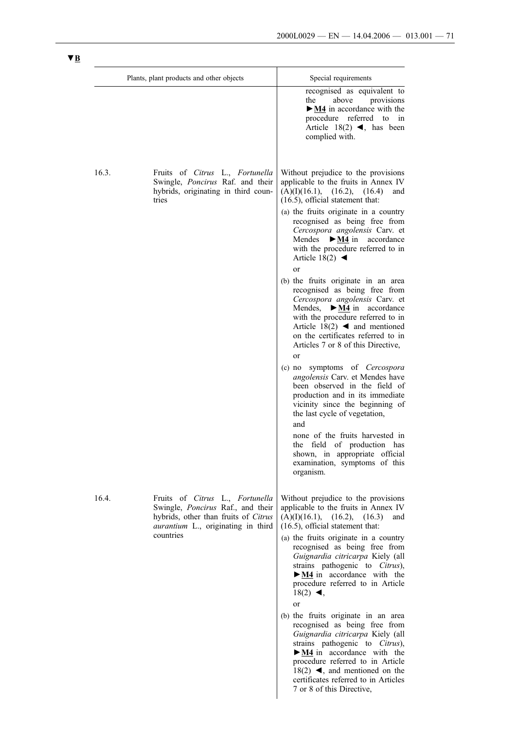▼B

| | Plants, plant products and other objects | Special requirements |
|---|---|---|
| | | recognised as equivalent to the above provisions ►M4 in accordance with the procedure referred to in Article 18(2) ◄, has been complied with. |
| 16.3. | Fruits of *Citrus* L., *Fortunella* Swingle, *Poncirus* Raf. and their hybrids, originating in third countries | Without prejudice to the provisions applicable to the fruits in Annex IV (A)(I)(16.1), (16.2), (16.4) and (16.5), official statement that:<br>(a) the fruits originate in a country recognised as being free from *Cercospora angolensis* Carv. et Mendes ►M4 in accordance with the procedure referred to in Article 18(2) ◄<br>or<br>(b) the fruits originate in an area recognised as being free from *Cercospora angolensis* Carv. et Mendes, ►M4 in accordance with the procedure referred to in Article 18(2) ◄ and mentioned on the certificates referred to in Articles 7 or 8 of this Directive,<br>or<br>(c) no symptoms of *Cercospora angolensis* Carv. et Mendes have been observed in the field of production and in its immediate vicinity since the beginning of the last cycle of vegetation,<br>and<br>none of the fruits harvested in the field of production has shown, in appropriate official examination, symptoms of this organism. |
| 16.4. | Fruits of *Citrus* L., *Fortunella* Swingle, *Poncirus* Raf., and their hybrids, other than fruits of *Citrus aurantium* L., originating in third countries | Without prejudice to the provisions applicable to the fruits in Annex IV (A)(I)(16.1), (16.2), (16.3) and (16.5), official statement that:<br>(a) the fruits originate in a country recognised as being free from *Guignardia citricarpa* Kiely (all strains pathogenic to *Citrus*), ►M4 in accordance with the procedure referred to in Article 18(2) ◄,<br>or<br>(b) the fruits originate in an area recognised as being free from *Guignardia citricarpa* Kiely (all strains pathogenic to *Citrus*), ►M4 in accordance with the procedure referred to in Article 18(2) ◄, and mentioned on the certificates referred to in Articles 7 or 8 of this Directive, |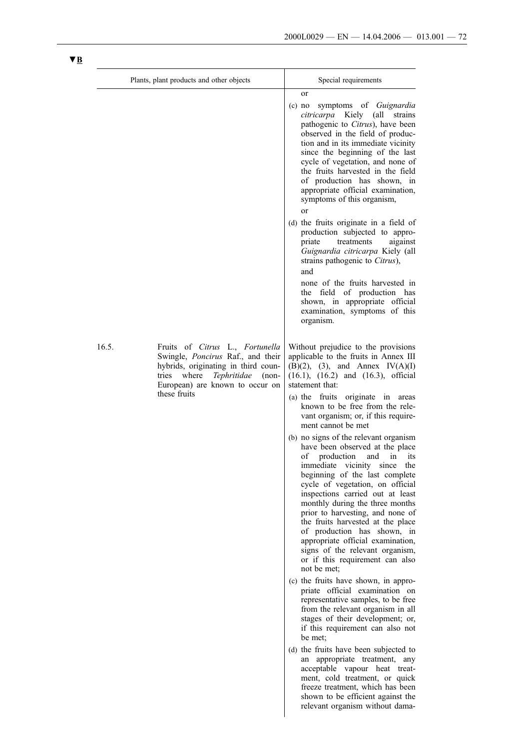▼B

| Plants, plant products and other objects | | Special requirements |
|---|---|---|
| | | or<br><br>(c) no symptoms of *Guignardia citricarpa* Kiely (all strains pathogenic to *Citrus*), have been observed in the field of production and in its immediate vicinity since the beginning of the last cycle of vegetation, and none of the fruits harvested in the field of production has shown, in appropriate official examination, symptoms of this organism,<br><br>or<br><br>(d) the fruits originate in a field of production subjected to appropriate treatments aigainst *Guignardia citricarpa* Kiely (all strains pathogenic to *Citrus*),<br><br>and<br><br>none of the fruits harvested in the field of production has shown, in appropriate official examination, symptoms of this organism. |
| 16.5. | Fruits of *Citrus* L., *Fortunella* Swingle, *Poncirus* Raf., and their hybrids, originating in third countries where *Tephritidae* (non-European) are known to occur on these fruits | Without prejudice to the provisions applicable to the fruits in Annex III (B)(2), (3), and Annex IV(A)(I) (16.1), (16.2) and (16.3), official statement that:<br><br>(a) the fruits originate in areas known to be free from the relevant organism; or, if this requirement cannot be met<br><br>(b) no signs of the relevant organism have been observed at the place of production and in its immediate vicinity since the beginning of the last complete cycle of vegetation, on official inspections carried out at least monthly during the three months prior to harvesting, and none of the fruits harvested at the place of production has shown, in appropriate official examination, signs of the relevant organism, or if this requirement can also not be met;<br><br>(c) the fruits have shown, in appropriate official examination on representative samples, to be free from the relevant organism in all stages of their development; or, if this requirement can also not be met;<br><br>(d) the fruits have been subjected to an appropriate treatment, any acceptable vapour heat treatment, cold treatment, or quick freeze treatment, which has been shown to be efficient against the relevant organism without dama- |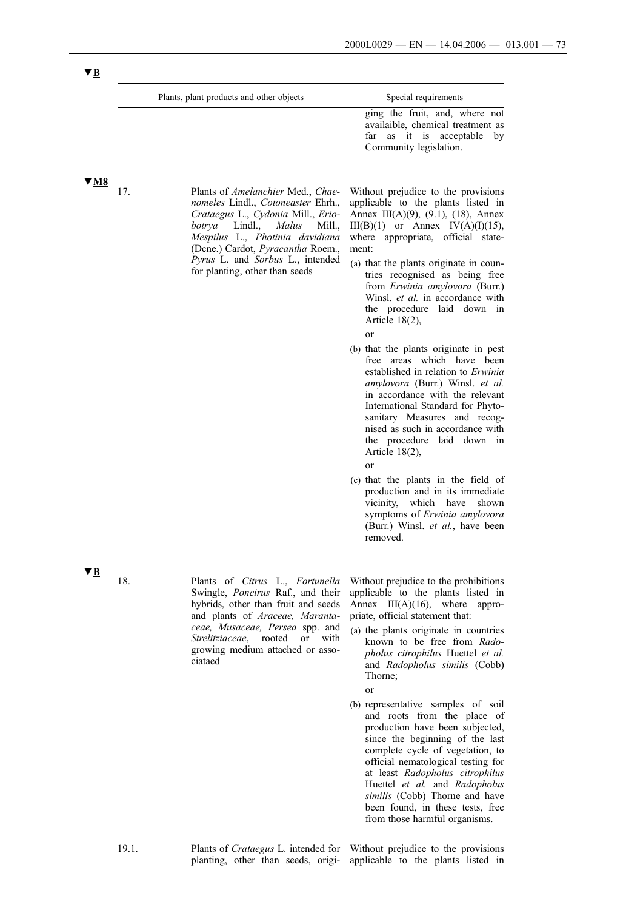▼B

| | Plants, plant products and other objects | Special requirements |
|---|---|---|
| | | ging the fruit, and, where not availaible, chemical treatment as far as it is acceptable by Community legislation. |
| ▼M8 17. | Plants of *Amelanchier* Med., *Chaenomeles* Lindl., *Cotoneaster* Ehrh., *Crataegus* L., *Cydonia* Mill., *Eriobotrya* Lindl., *Malus* Mill., *Mespilus* L., *Photinia davidiana* (Dcne.) Cardot, *Pyracantha* Roem., *Pyrus* L. and *Sorbus* L., intended for planting, other than seeds | Without prejudice to the provisions applicable to the plants listed in Annex III(A)(9), (9.1), (18), Annex III(B)(1) or Annex IV(A)(I)(15), where appropriate, official statement:<br>(a) that the plants originate in countries recognised as being free from *Erwinia amylovora* (Burr.) Winsl. *et al.* in accordance with the procedure laid down in Article 18(2),<br>or<br>(b) that the plants originate in pest free areas which have been established in relation to *Erwinia amylovora* (Burr.) Winsl. *et al.* in accordance with the relevant International Standard for Phytosanitary Measures and recognised as such in accordance with the procedure laid down in Article 18(2),<br>or<br>(c) that the plants in the field of production and in its immediate vicinity, which have shown symptoms of *Erwinia amylovora* (Burr.) Winsl. *et al.*, have been removed. |
| ▼B 18. | Plants of *Citrus* L., *Fortunella* Swingle, *Poncirus* Raf., and their hybrids, other than fruit and seeds and plants of *Araceae, Marantaceae, Musaceae, Persea* spp. and *Strelitziaceae*, rooted or with growing medium attached or associataed | Without prejudice to the prohibitions applicable to the plants listed in Annex III(A)(16), where appropriate, official statement that:<br>(a) the plants originate in countries known to be free from *Radopholus citrophilus* Huettel *et al.* and *Radopholus similis* (Cobb) Thorne;<br>or<br>(b) representative samples of soil and roots from the place of production have been subjected, since the beginning of the last complete cycle of vegetation, to official nematological testing for at least *Radopholus citrophilus* Huettel *et al.* and *Radopholus similis* (Cobb) Thorne and have been found, in these tests, free from those harmful organisms. |
| 19.1. | Plants of *Crataegus* L. intended for planting, other than seeds, origi- | Without prejudice to the provisions applicable to the plants listed in |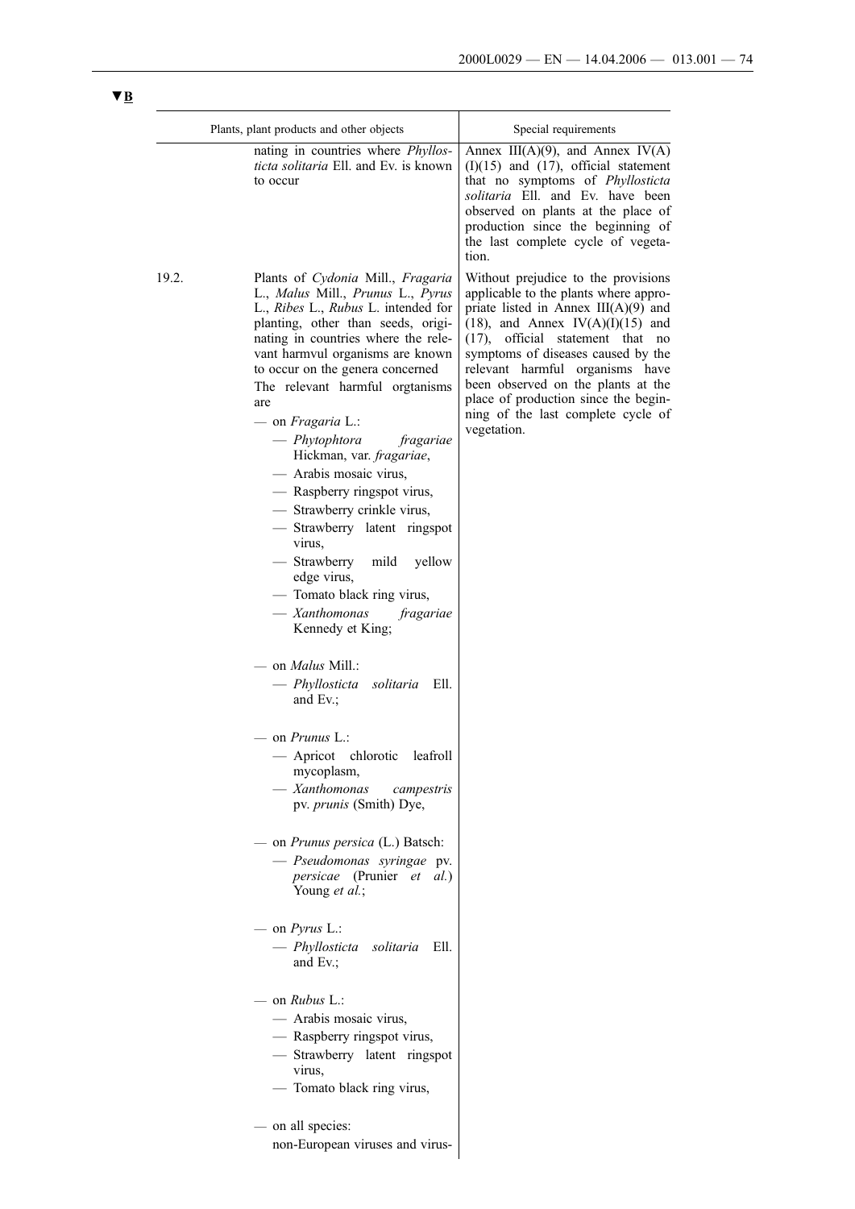▼B

| | Plants, plant products and other objects | Special requirements |
|---|---|---|
| | nating in countries where *Phyllosticta solitaria* Ell. and Ev. is known to occur | Annex III(A)(9), and Annex IV(A)(I)(15) and (17), official statement that no symptoms of *Phyllosticta solitaria* Ell. and Ev. have been observed on plants at the place of production since the beginning of the last complete cycle of vegetation. |
| 19.2. | Plants of *Cydonia* Mill., *Fragaria* L., *Malus* Mill., *Prunus* L., *Pyrus* L., *Ribes* L., *Rubus* L. intended for planting, other than seeds, originating in countries where the relevant harmvul organisms are known to occur on the genera concerned<br>The relevant harmful orgtanisms are<br>— on *Fragaria* L.:<br>— *Phytophtora fragariae* Hickman, var. *fragariae*,<br>— Arabis mosaic virus,<br>— Raspberry ringspot virus,<br>— Strawberry crinkle virus,<br>— Strawberry latent ringspot virus,<br>— Strawberry mild yellow edge virus,<br>— Tomato black ring virus,<br>— *Xanthomonas fragariae* Kennedy et King;<br><br>— on *Malus* Mill.:<br>— *Phyllosticta solitaria* Ell. and Ev.;<br><br>— on *Prunus* L.:<br>— Apricot chlorotic leafroll mycoplasm,<br>— *Xanthomonas campestris* pv. *prunis* (Smith) Dye,<br><br>— on *Prunus persica* (L.) Batsch:<br>— *Pseudomonas syringae* pv. *persicae* (Prunier *et al.*) Young *et al.*;<br><br>— on *Pyrus* L.:<br>— *Phyllosticta solitaria* Ell. and Ev.;<br><br>— on *Rubus* L.:<br>— Arabis mosaic virus,<br>— Raspberry ringspot virus,<br>— Strawberry latent ringspot virus,<br>— Tomato black ring virus,<br><br>— on all species:<br>non-European viruses and virus- | Without prejudice to the provisions applicable to the plants where appropriate listed in Annex III(A)(9) and (18), and Annex IV(A)(I)(15) and (17), official statement that no symptoms of diseases caused by the relevant harmful organisms have been observed on the plants at the place of production since the beginning of the last complete cycle of vegetation. |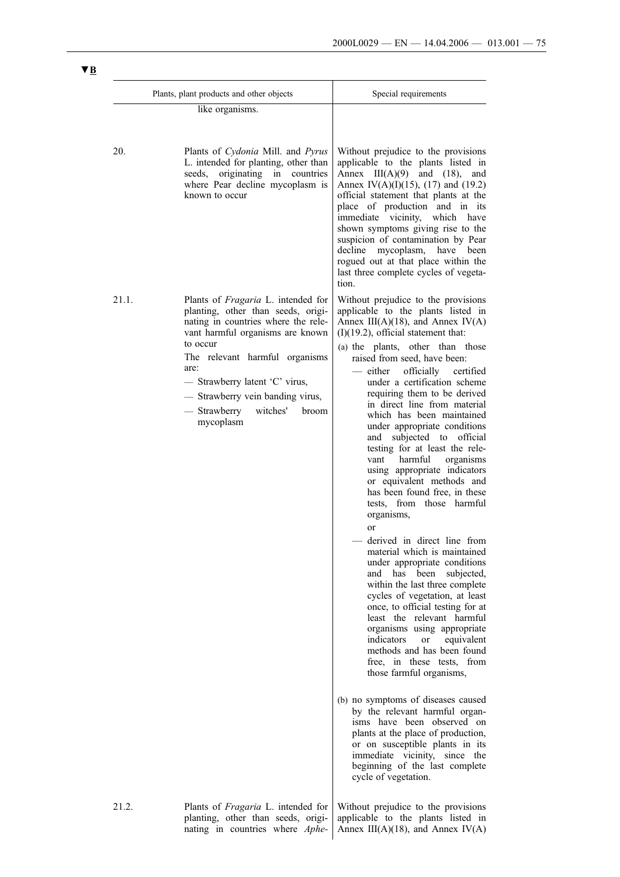▼B

| | Plants, plant products and other objects | Special requirements |
|---|---|---|
| | like organisms. | |
| 20. | Plants of *Cydonia* Mill. and *Pyrus* L. intended for planting, other than seeds, originating in countries where Pear decline mycoplasm is known to occur | Without prejudice to the provisions applicable to the plants listed in Annex III(A)(9) and (18), and Annex IV(A)(I)(15), (17) and (19.2) official statement that plants at the place of production and in its immediate vicinity, which have shown symptoms giving rise to the suspicion of contamination by Pear decline mycoplasm, have been rogued out at that place within the last three complete cycles of vegetation. |
| 21.1. | Plants of *Fragaria* L. intended for planting, other than seeds, originating in countries where the relevant harmful organisms are known to occur<br><br>The relevant harmful organisms are:<br>— Strawberry latent 'C' virus,<br>— Strawberry vein banding virus,<br>— Strawberry witches' broom mycoplasm | Without prejudice to the provisions applicable to the plants listed in Annex III(A)(18), and Annex IV(A)(I)(19.2), official statement that:<br>(a) the plants, other than those raised from seed, have been:<br>— either officially certified under a certification scheme requiring them to be derived in direct line from material which has been maintained under appropriate conditions and subjected to official testing for at least the relevant harmful organisms using appropriate indicators or equivalent methods and has been found free, in these tests, from those harmful organisms,<br>or<br>— derived in direct line from material which is maintained under appropriate conditions and has been subjected, within the last three complete cycles of vegetation, at least once, to official testing for at least the relevant harmful organisms using appropriate indicators or equivalent methods and has been found free, in these tests, from those farmful organisms,<br><br>(b) no symptoms of diseases caused by the relevant harmful organisms have been observed on plants at the place of production, or on susceptible plants in its immediate vicinity, since the beginning of the last complete cycle of vegetation. |
| 21.2. | Plants of *Fragaria* L. intended for planting, other than seeds, originating in countries where *Aphe-* | Without prejudice to the provisions applicable to the plants listed in Annex III(A)(18), and Annex IV(A) |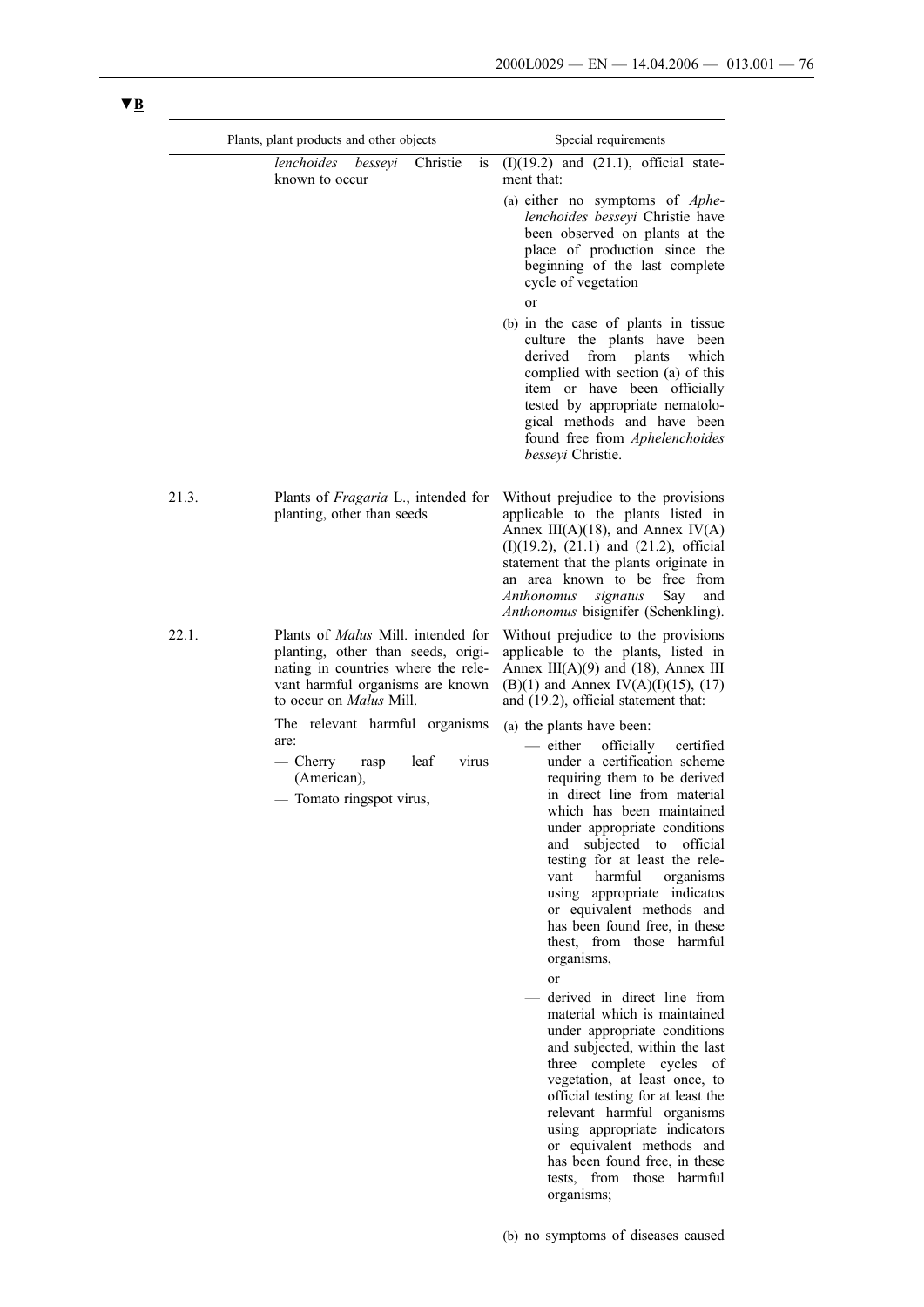▼B

| | Plants, plant products and other objects | Special requirements |
|---|---|---|
| | *lenchoides besseyi* Christie is known to occur | (I)(19.2) and (21.1), official statement that:<br><br>(a) either no symptoms of *Aphelenchoides besseyi* Christie have been observed on plants at the place of production since the beginning of the last complete cycle of vegetation<br><br>or<br><br>(b) in the case of plants in tissue culture the plants have been derived from plants which complied with section (a) of this item or have been officially tested by appropriate nematological methods and have been found free from *Aphelenchoides besseyi* Christie. |
| 21.3. | Plants of *Fragaria* L., intended for planting, other than seeds | Without prejudice to the provisions applicable to the plants listed in Annex III(A)(18), and Annex IV(A)(I)(19.2), (21.1) and (21.2), official statement that the plants originate in an area known to be free from *Anthonomus signatus* Say and *Anthonomus* bisignifer (Schenkling). |
| 22.1. | Plants of *Malus* Mill. intended for planting, other than seeds, originating in countries where the relevant harmful organisms are known to occur on *Malus* Mill.<br><br>The relevant harmful organisms are:<br><br>— Cherry rasp leaf virus (American),<br><br>— Tomato ringspot virus, | Without prejudice to the provisions applicable to the plants, listed in Annex III(A)(9) and (18), Annex III (B)(1) and Annex IV(A)(I)(15), (17) and (19.2), official statement that:<br><br>(a) the plants have been:<br><br>— either officially certified under a certification scheme requiring them to be derived in direct line from material which has been maintained under appropriate conditions and subjected to official testing for at least the relevant harmful organisms using appropriate indicatos or equivalent methods and has been found free, in these thest, from those harmful organisms,<br><br>or<br><br>— derived in direct line from material which is maintained under appropriate conditions and subjected, within the last three complete cycles of vegetation, at least once, to official testing for at least the relevant harmful organisms using appropriate indicators or equivalent methods and has been found free, in these tests, from those harmful organisms;<br><br>(b) no symptoms of diseases caused |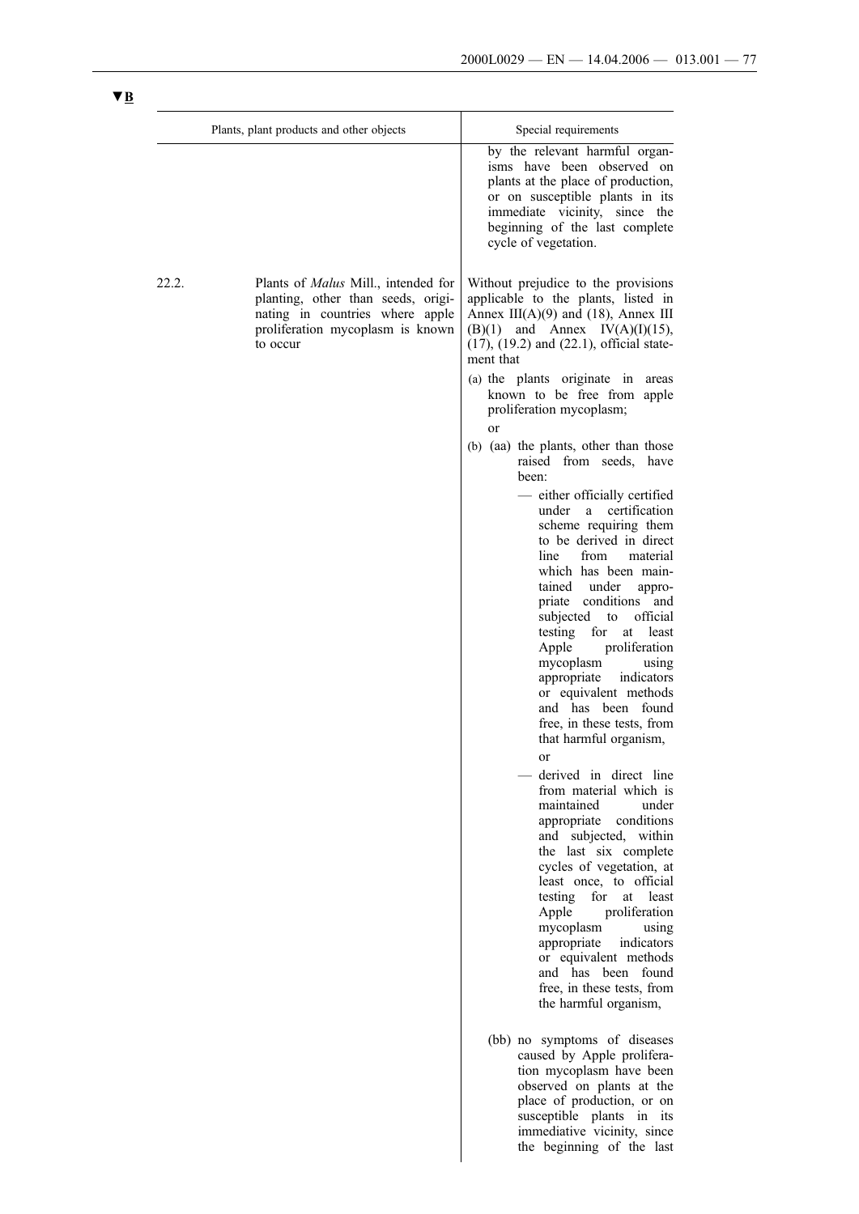**▼B**

| | Plants, plant products and other objects | Special requirements |
|---|---|---|
| | | by the relevant harmful organisms have been observed on plants at the place of production, or on susceptible plants in its immediate vicinity, since the beginning of the last complete cycle of vegetation. |
| 22.2. | Plants of *Malus* Mill., intended for planting, other than seeds, originating in countries where apple proliferation mycoplasm is known to occur | Without prejudice to the provisions applicable to the plants, listed in Annex III(A)(9) and (18), Annex III (B)(1) and Annex IV(A)(I)(15), (17), (19.2) and (22.1), official statement that<br><br>(a) the plants originate in areas known to be free from apple proliferation mycoplasm;<br><br>or<br><br>(b) (aa) the plants, other than those raised from seeds, have been:<br><br>— either officially certified under a certification scheme requiring them to be derived in direct line from material which has been maintained under appropriate conditions and subjected to official testing for at least Apple proliferation mycoplasm using appropriate indicators or equivalent methods and has been found free, in these tests, from that harmful organism,<br><br>or<br><br>— derived in direct line from material which is maintained under appropriate conditions and subjected, within the last six complete cycles of vegetation, at least once, to official testing for at least Apple proliferation mycoplasm using appropriate indicators or equivalent methods and has been found free, in these tests, from the harmful organism,<br><br>(bb) no symptoms of diseases caused by Apple proliferation mycoplasm have been observed on plants at the place of production, or on susceptible plants in its immediative vicinity, since the beginning of the last |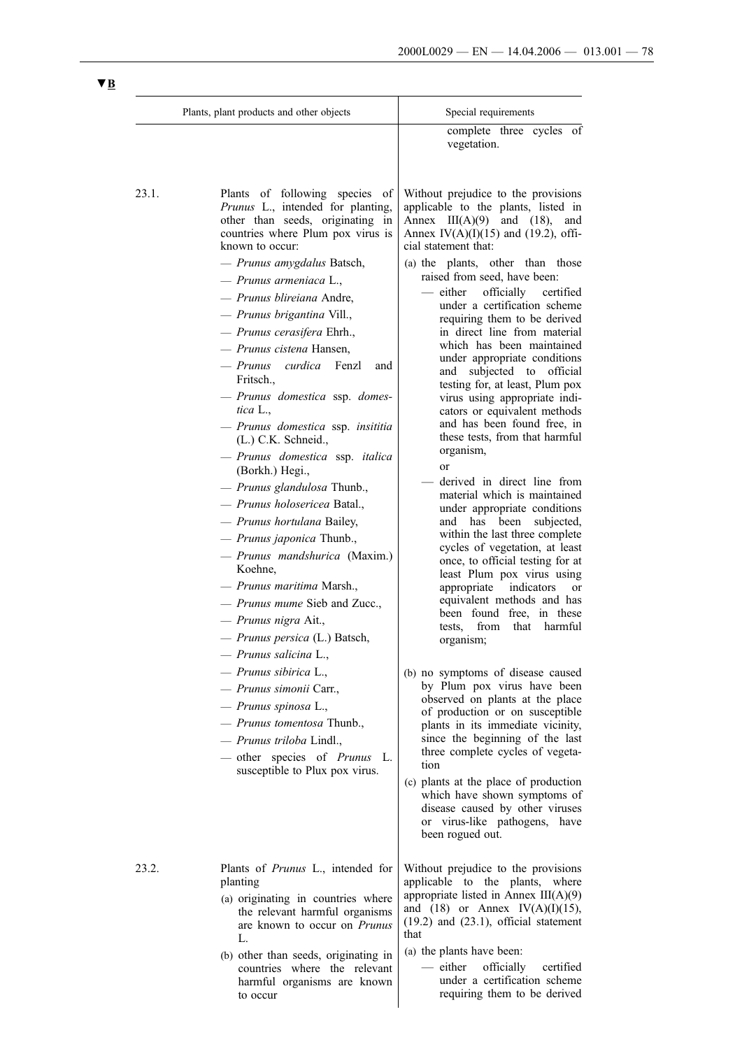▼B

| | Plants, plant products and other objects | Special requirements |
|---|---|---|
| | | complete three cycles of vegetation. |
| 23.1. | Plants of following species of *Prunus* L., intended for planting, other than seeds, originating in countries where Plum pox virus is known to occur:<br>— *Prunus amygdalus* Batsch,<br>— *Prunus armeniaca* L.,<br>— *Prunus blireiana* Andre,<br>— *Prunus brigantina* Vill.,<br>— *Prunus cerasifera* Ehrh.,<br>— *Prunus cistena* Hansen,<br>— *Prunus curdica* Fenzl and Fritsch.,<br>— *Prunus domestica* ssp. *domestica* L.,<br>— *Prunus domestica* ssp. *insititia* (L.) C.K. Schneid.,<br>— *Prunus domestica* ssp. *italica* (Borkh.) Hegi.,<br>— *Prunus glandulosa* Thunb.,<br>— *Prunus holosericea* Batal.,<br>— *Prunus hortulana* Bailey,<br>— *Prunus japonica* Thunb.,<br>— *Prunus mandshurica* (Maxim.) Koehne,<br>— *Prunus maritima* Marsh.,<br>— *Prunus mume* Sieb and Zucc.,<br>— *Prunus nigra* Ait.,<br>— *Prunus persica* (L.) Batsch,<br>— *Prunus salicina* L.,<br>— *Prunus sibirica* L.,<br>— *Prunus simonii* Carr.,<br>— *Prunus spinosa* L.,<br>— *Prunus tomentosa* Thunb.,<br>— *Prunus triloba* Lindl.,<br>— other species of *Prunus* L. susceptible to Plux pox virus. | Without prejudice to the provisions applicable to the plants, listed in Annex III(A)(9) and (18), and Annex IV(A)(I)(15) and (19.2), official statement that:<br>(a) the plants, other than those raised from seed, have been:<br>— either officially certified under a certification scheme requiring them to be derived in direct line from material which has been maintained under appropriate conditions and subjected to official testing for, at least, Plum pox virus using appropriate indicators or equivalent methods and has been found free, in these tests, from that harmful organism,<br>or<br>— derived in direct line from material which is maintained under appropriate conditions and has been subjected, within the last three complete cycles of vegetation, at least once, to official testing for at least Plum pox virus using appropriate indicators or equivalent methods and has been found free, in these tests, from that harmful organism;<br>(b) no symptoms of disease caused by Plum pox virus have been observed on plants at the place of production or on susceptible plants in its immediate vicinity, since the beginning of the last three complete cycles of vegetation<br>(c) plants at the place of production which have shown symptoms of disease caused by other viruses or virus-like pathogens, have been rogued out. |
| 23.2. | Plants of *Prunus* L., intended for planting<br>(a) originating in countries where the relevant harmful organisms are known to occur on *Prunus* L.<br>(b) other than seeds, originating in countries where the relevant harmful organisms are known to occur | Without prejudice to the provisions applicable to the plants, where appropriate listed in Annex III(A)(9) and (18) or Annex IV(A)(I)(15), (19.2) and (23.1), official statement that<br>(a) the plants have been:<br>— either officially certified under a certification scheme requiring them to be derived |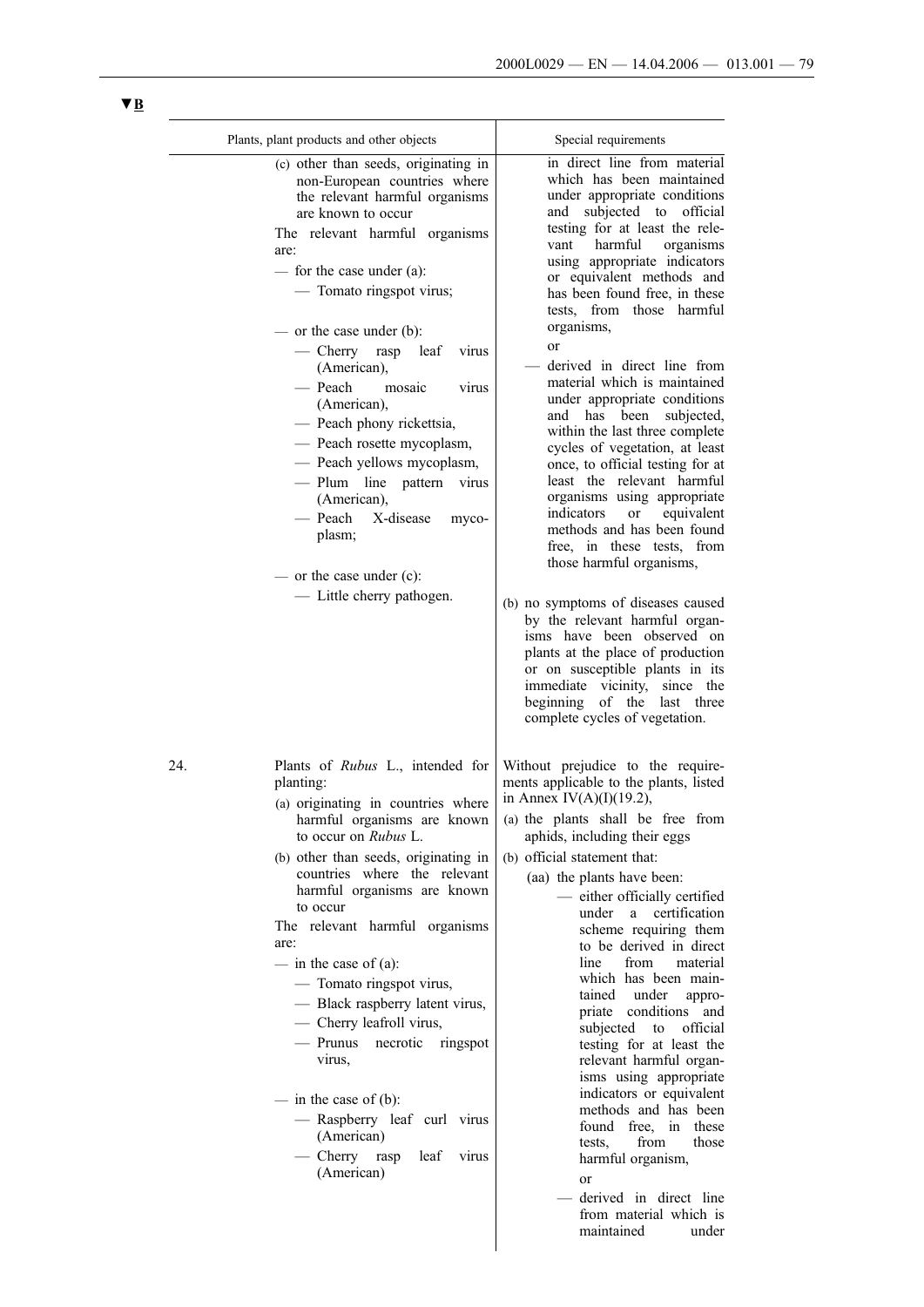▼B

| | Plants, plant products and other objects | Special requirements |
|---|---|---|
| | (c) other than seeds, originating in non-European countries where the relevant harmful organisms are known to occur<br><br>The relevant harmful organisms are:<br><br>— for the case under (a):<br>— Tomato ringspot virus;<br><br>— or the case under (b):<br>— Cherry rasp leaf virus (American),<br>— Peach mosaic virus (American),<br>— Peach phony rickettsia,<br>— Peach rosette mycoplasm,<br>— Peach yellows mycoplasm,<br>— Plum line pattern virus (American),<br>— Peach X-disease mycoplasm;<br><br>— or the case under (c):<br>— Little cherry pathogen. | in direct line from material which has been maintained under appropriate conditions and subjected to official testing for at least the relevant harmful organisms using appropriate indicators or equivalent methods and has been found free, in these tests, from those harmful organisms,<br><br>or<br><br>— derived in direct line from material which is maintained under appropriate conditions and has been subjected, within the last three complete cycles of vegetation, at least once, to official testing for at least the relevant harmful organisms using appropriate indicators or equivalent methods and has been found free, in these tests, from those harmful organisms,<br><br>(b) no symptoms of diseases caused by the relevant harmful organisms have been observed on plants at the place of production or on susceptible plants in its immediate vicinity, since the beginning of the last three complete cycles of vegetation. |
| 24. | Plants of *Rubus* L., intended for planting:<br><br>(a) originating in countries where harmful organisms are known to occur on *Rubus* L.<br><br>(b) other than seeds, originating in countries where the relevant harmful organisms are known to occur<br><br>The relevant harmful organisms are:<br><br>— in the case of (a):<br>— Tomato ringspot virus,<br>— Black raspberry latent virus,<br>— Cherry leafroll virus,<br>— Prunus necrotic ringspot virus,<br><br>— in the case of (b):<br>— Raspberry leaf curl virus (American)<br>— Cherry rasp leaf virus (American) | Without prejudice to the requirements applicable to the plants, listed in Annex IV(A)(I)(19.2),<br><br>(a) the plants shall be free from aphids, including their eggs<br><br>(b) official statement that:<br><br>(aa) the plants have been:<br><br>— either officially certified under a certification scheme requiring them to be derived in direct line from material which has been maintained under appropriate conditions and subjected to official testing for at least the relevant harmful organisms using appropriate indicators or equivalent methods and has been found free, in these tests, from those harmful organism,<br><br>or<br><br>— derived in direct line from material which is maintained under |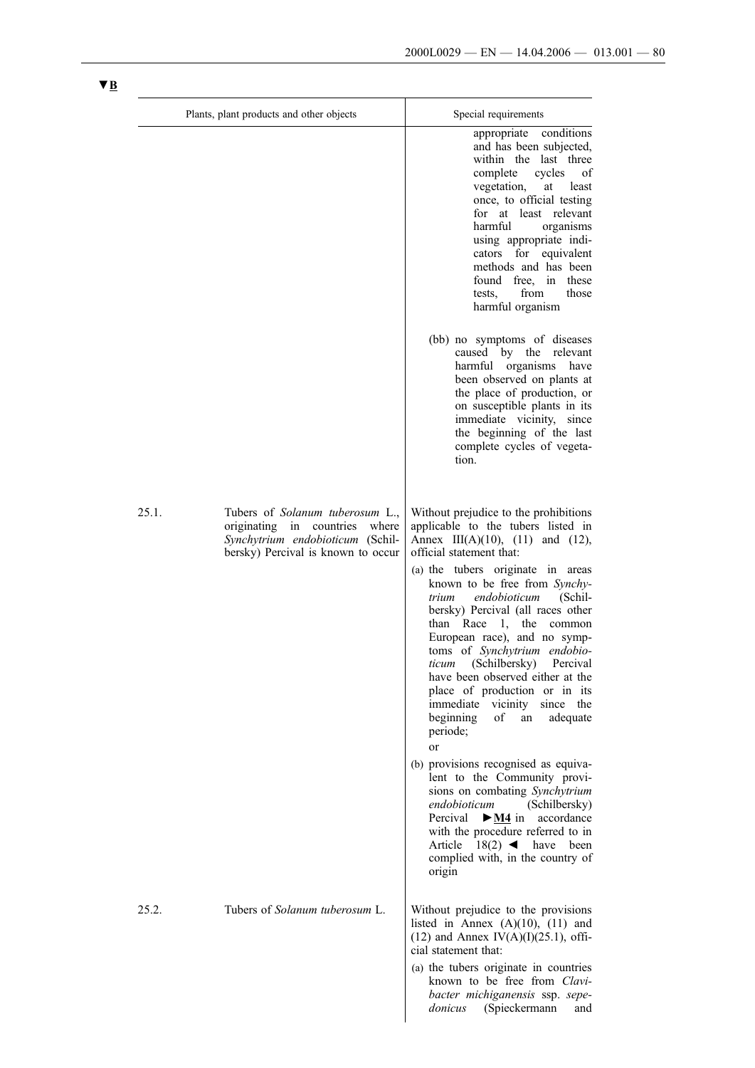▼B

| | Plants, plant products and other objects | Special requirements |
|---|---|---|
| | | appropriate conditions and has been subjected, within the last three complete cycles of vegetation, at least once, to official testing for at least relevant harmful organisms using appropriate indicators for equivalent methods and has been found free, in these tests, from those harmful organism<br><br>(bb) no symptoms of diseases caused by the relevant harmful organisms have been observed on plants at the place of production, or on susceptible plants in its immediate vicinity, since the beginning of the last complete cycles of vegetation. |
| 25.1. | Tubers of *Solanum tuberosum* L., originating in countries where *Synchytrium endobioticum* (Schilbersky) Percival is known to occur | Without prejudice to the prohibitions applicable to the tubers listed in Annex III(A)(10), (11) and (12), official statement that:<br><br>(a) the tubers originate in areas known to be free from *Synchytrium endobioticum* (Schilbersky) Percival (all races other than Race 1, the common European race), and no symptoms of *Synchytrium endobioticum* (Schilbersky) Percival have been observed either at the place of production or in its immediate vicinity since the beginning of an adequate periode;<br><br>or<br><br>(b) provisions recognised as equivalent to the Community provisions on combating *Synchytrium endobioticum* (Schilbersky) Percival ►M4 in accordance with the procedure referred to in Article 18(2) ◄ have been complied with, in the country of origin |
| 25.2. | Tubers of *Solanum tuberosum* L. | Without prejudice to the provisions listed in Annex (A)(10), (11) and (12) and Annex IV(A)(I)(25.1), official statement that:<br><br>(a) the tubers originate in countries known to be free from *Clavibacter michiganensis* ssp. *sepedonicus* (Spieckermann and |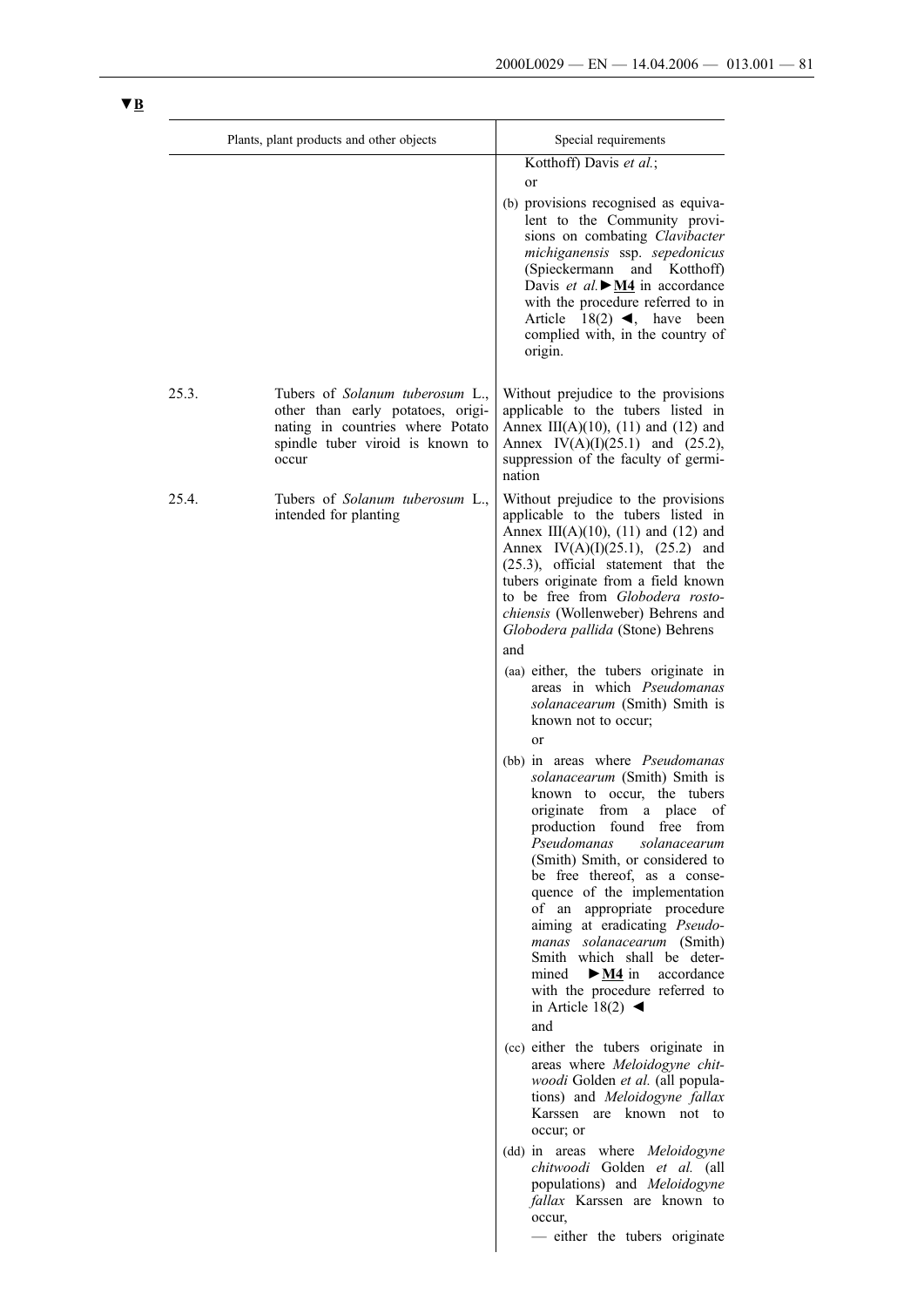▼B

| | Plants, plant products and other objects | Special requirements |
|---|---|---|
| | | Kotthoff) Davis *et al.*;<br>or<br>(b) provisions recognised as equivalent to the Community provisions on combating *Clavibacter michiganensis* ssp. *sepedonicus* (Spieckermann and Kotthoff) Davis *et al.* ►**M4** in accordance with the procedure referred to in Article 18(2) ◄, have been complied with, in the country of origin. |
| 25.3. | Tubers of *Solanum tuberosum* L., other than early potatoes, originating in countries where Potato spindle tuber viroid is known to occur | Without prejudice to the provisions applicable to the tubers listed in Annex III(A)(10), (11) and (12) and Annex IV(A)(I)(25.1) and (25.2), suppression of the faculty of germination |
| 25.4. | Tubers of *Solanum tuberosum* L., intended for planting | Without prejudice to the provisions applicable to the tubers listed in Annex III(A)(10), (11) and (12) and Annex IV(A)(I)(25.1), (25.2) and (25.3), official statement that the tubers originate from a field known to be free from *Globodera rostochiensis* (Wollenweber) Behrens and *Globodera pallida* (Stone) Behrens<br>and<br>(aa) either, the tubers originate in areas in which *Pseudomonas solanacearum* (Smith) Smith is known not to occur;<br>or<br>(bb) in areas where *Pseudomonas solanacearum* (Smith) Smith is known to occur, the tubers originate from a place of production found free from *Pseudomonas solanacearum* (Smith) Smith, or considered to be free thereof, as a consequence of the implementation of an appropriate procedure aiming at eradicating *Pseudomanas solanacearum* (Smith) Smith which shall be determined ►**M4** in accordance with the procedure referred to in Article 18(2) ◄<br>and<br>(cc) either the tubers originate in areas where *Meloidogyne chitwoodi* Golden *et al.* (all populations) and *Meloidogyne fallax* Karssen are known not to occur; or<br>(dd) in areas where *Meloidogyne chitwoodi* Golden *et al.* (all populations) and *Meloidogyne fallax* Karssen are known to occur,<br>— either the tubers originate |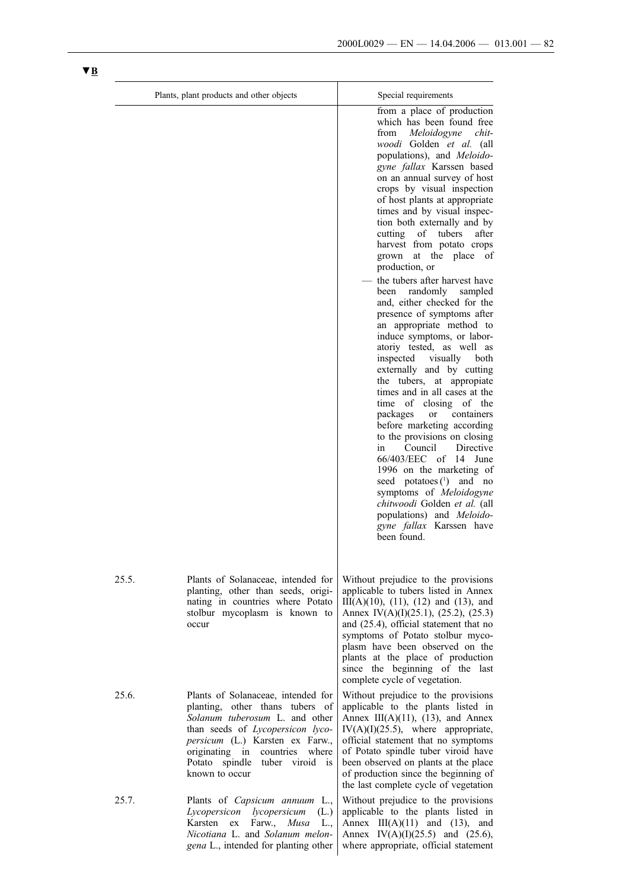▼B

| | Plants, plant products and other objects | Special requirements |
|---|---|---|
| | | from a place of production which has been found free from *Meloidogyne chitwoodi* Golden *et al.* (all populations), and *Meloidogyne fallax* Karssen based on an annual survey of host crops by visual inspection of host plants at appropriate times and by visual inspection both externally and by cutting of tubers after harvest from potato crops grown at the place of production, or<br>— the tubers after harvest have been randomly sampled and, either checked for the presence of symptoms after an appropriate method to induce symptoms, or laboratoriy tested, as well as inspected visually both externally and by cutting the tubers, at appropiate times and in all cases at the time of closing of the packages or containers before marketing according to the provisions on closing in Council Directive 66/403/EEC of 14 June 1996 on the marketing of seed potatoes [1] and no symptoms of *Meloidogyne chitwoodi* Golden *et al.* (all populations) and *Meloidogyne fallax* Karssen have been found. |
| 25.5. | Plants of Solanaceae, intended for planting, other than seeds, originating in countries where Potato stolbur mycoplasm is known to occur | Without prejudice to the provisions applicable to tubers listed in Annex III(A)(10), (11), (12) and (13), and Annex IV(A)(I)(25.1), (25.2), (25.3) and (25.4), official statement that no symptoms of Potato stolbur mycoplasm have been observed on the plants at the place of production since the beginning of the last complete cycle of vegetation. |
| 25.6. | Plants of Solanaceae, intended for planting, other thans tubers of *Solanum tuberosum* L. and other than seeds of *Lycopersicon lycopersicum* (L.) Karsten ex Farw., originating in countries where Potato spindle tuber viroid is known to occur | Without prejudice to the provisions applicable to the plants listed in Annex III(A)(11), (13), and Annex IV(A)(I)(25.5), where appropriate, official statement that no symptoms of Potato spindle tuber viroid have been observed on plants at the place of production since the beginning of the last complete cycle of vegetation |
| 25.7. | Plants of *Capsicum annuum* L., *Lycopersicon lycopersicum* (L.) Karsten ex Farw., *Musa* L., *Nicotiana* L. and *Solanum melongena* L., intended for planting other | Without prejudice to the provisions applicable to the plants listed in Annex III(A)(11) and (13), and Annex IV(A)(I)(25.5) and (25.6), where appropriate, official statement |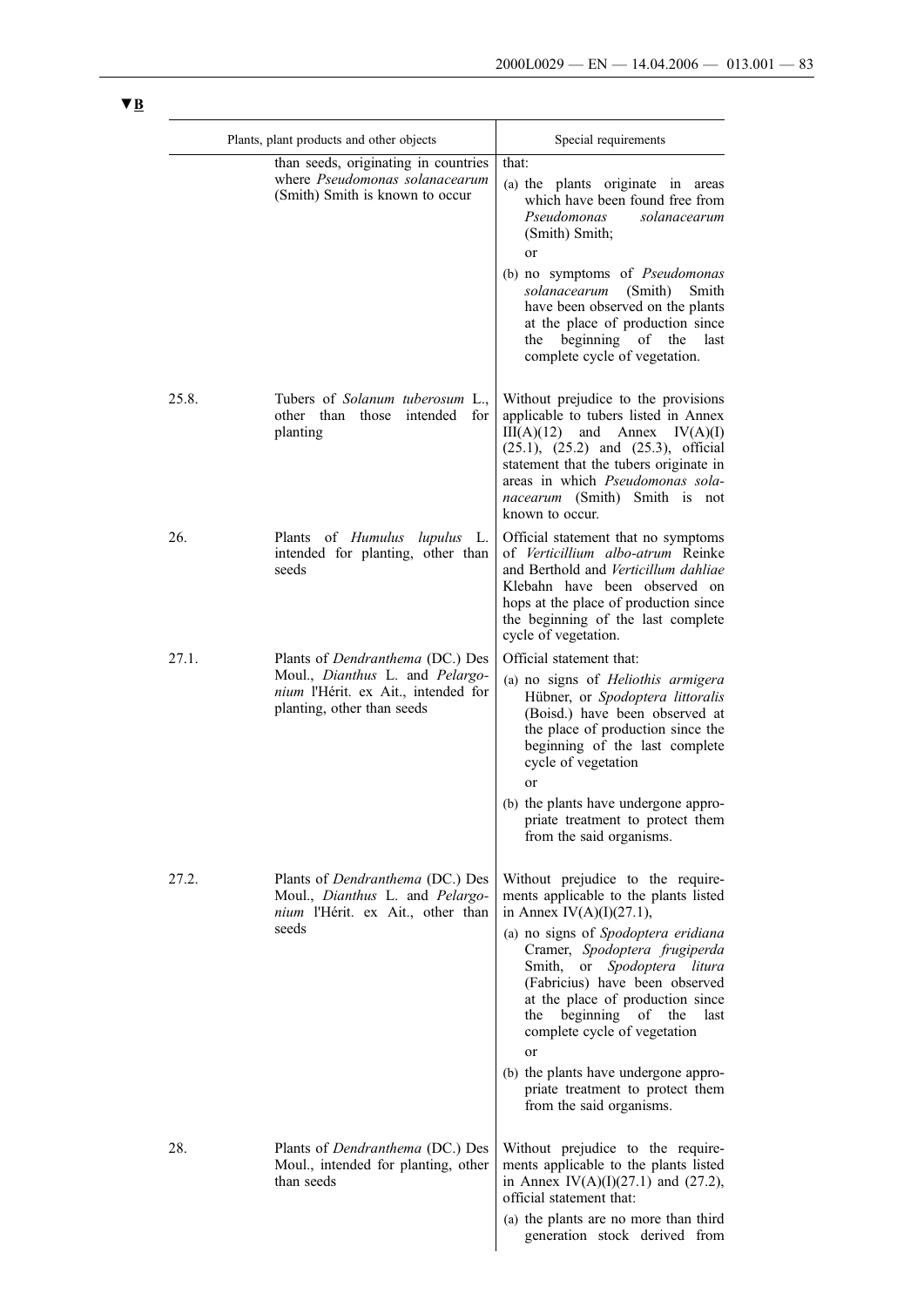▼B

| | Plants, plant products and other objects | Special requirements |
|---|---|---|
| | than seeds, originating in countries where *Pseudomonas solanacearum* (Smith) Smith is known to occur | that:<br>(a) the plants originate in areas which have been found free from *Pseudomonas solanacearum* (Smith) Smith;<br>or<br>(b) no symptoms of *Pseudomonas solanacearum* (Smith) Smith have been observed on the plants at the place of production since the beginning of the last complete cycle of vegetation. |
| 25.8. | Tubers of *Solanum tuberosum* L., other than those intended for planting | Without prejudice to the provisions applicable to tubers listed in Annex III(A)(12) and Annex IV(A)(I) (25.1), (25.2) and (25.3), official statement that the tubers originate in areas in which *Pseudomonas solanacearum* (Smith) Smith is not known to occur. |
| 26. | Plants of *Humulus lupulus* L. intended for planting, other than seeds | Official statement that no symptoms of *Verticillium albo-atrum* Reinke and Berthold and *Verticillum dahliae* Klebahn have been observed on hops at the place of production since the beginning of the last complete cycle of vegetation. |
| 27.1. | Plants of *Dendranthema* (DC.) Des Moul., *Dianthus* L. and *Pelargonium* l'Hérit. ex Ait., intended for planting, other than seeds | Official statement that:<br>(a) no signs of *Heliothis armigera* Hübner, or *Spodoptera littoralis* (Boisd.) have been observed at the place of production since the beginning of the last complete cycle of vegetation<br>or<br>(b) the plants have undergone appropriate treatment to protect them from the said organisms. |
| 27.2. | Plants of *Dendranthema* (DC.) Des Moul., *Dianthus* L. and *Pelargonium* l'Hérit. ex Ait., other than seeds | Without prejudice to the requirements applicable to the plants listed in Annex IV(A)(I)(27.1),<br>(a) no signs of *Spodoptera eridiana* Cramer, *Spodoptera frugiperda* Smith, or *Spodoptera litura* (Fabricius) have been observed at the place of production since the beginning of the last complete cycle of vegetation<br>or<br>(b) the plants have undergone appropriate treatment to protect them from the said organisms. |
| 28. | Plants of *Dendranthema* (DC.) Des Moul., intended for planting, other than seeds | Without prejudice to the requirements applicable to the plants listed in Annex IV(A)(I)(27.1) and (27.2), official statement that:<br>(a) the plants are no more than third generation stock derived from |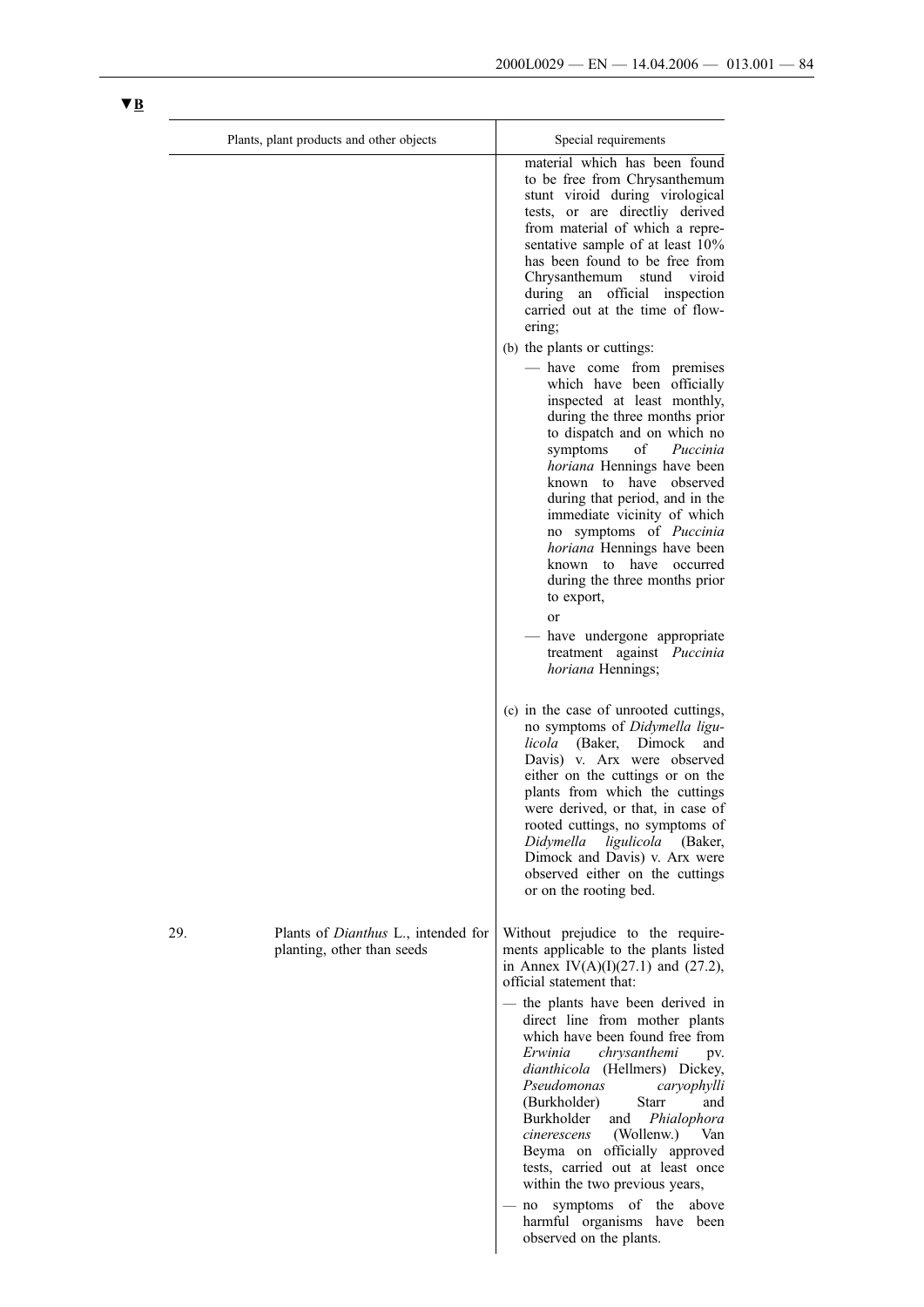▼B

| Plants, plant products and other objects | Special requirements |
|---|---|
| | material which has been found to be free from Chrysanthemum stunt viroid during virological tests, or are directliy derived from material of which a representative sample of at least 10% has been found to be free from Chrysanthemum stund viroid during an official inspection carried out at the time of flowering;<br><br>(b) the plants or cuttings:<br><br>— have come from premises which have been officially inspected at least monthly, during the three months prior to dispatch and on which no symptoms of *Puccinia horiana* Hennings have been known to have observed during that period, and in the immediate vicinity of which no symptoms of *Puccinia horiana* Hennings have been known to have occurred during the three months prior to export,<br><br>or<br><br>— have undergone appropriate treatment against *Puccinia horiana* Hennings;<br><br>(c) in the case of unrooted cuttings, no symptoms of *Didymella ligulicola* (Baker, Dimock and Davis) v. Arx were observed either on the cuttings or on the plants from which the cuttings were derived, or that, in case of rooted cuttings, no symptoms of *Didymella ligulicola* (Baker, Dimock and Davis) v. Arx were observed either on the cuttings or on the rooting bed. |
| 29. Plants of *Dianthus* L., intended for planting, other than seeds | Without prejudice to the requirements applicable to the plants listed in Annex IV(A)(I)(27.1) and (27.2), official statement that:<br><br>— the plants have been derived in direct line from mother plants which have been found free from *Erwinia chrysanthemi* pv. *dianthicola* (Hellmers) Dickey, *Pseudomonas caryophylli* (Burkholder) Starr and Burkholder and *Phialophora cinerescens* (Wollenw.) Van Beyma on officially approved tests, carried out at least once within the two previous years,<br><br>— no symptoms of the above harmful organisms have been observed on the plants. |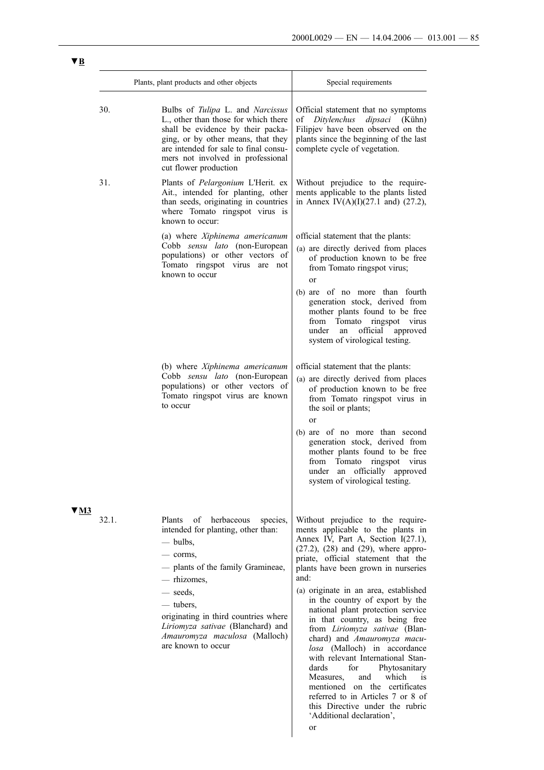▼B

| | Plants, plant products and other objects | Special requirements |
|---|---|---|
| 30. | Bulbs of *Tulipa* L. and *Narcissus* L., other than those for which there shall be evidence by their packaging, or by other means, that they are intended for sale to final consumers not involved in professional cut flower production | Official statement that no symptoms of *Ditylenchus dipsaci* (Kühn) Filipjev have been observed on the plants since the beginning of the last complete cycle of vegetation. |
| 31. | Plants of *Pelargonium* L'Herit. ex Ait., intended for planting, other than seeds, originating in countries where Tomato ringspot virus is known to occur: | Without prejudice to the requirements applicable to the plants listed in Annex IV(A)(I)(27.1 and) (27.2), |
| | (a) where *Xiphinema americanum* Cobb *sensu lato* (non-European populations) or other vectors of Tomato ringspot virus are not known to occur | official statement that the plants:<br>(a) are directly derived from places of production known to be free from Tomato ringspot virus;<br>or<br>(b) are of no more than fourth generation stock, derived from mother plants found to be free from Tomato ringspot virus under an official approved system of virological testing. |
| | (b) where *Xiphinema americanum* Cobb *sensu lato* (non-European populations) or other vectors of Tomato ringspot virus are known to occur | official statement that the plants:<br>(a) are directly derived from places of production known to be free from Tomato ringspot virus in the soil or plants;<br>or<br>(b) are of no more than second generation stock, derived from mother plants found to be free from Tomato ringspot virus under an officially approved system of virological testing. |

▼M3

| | Plants, plant products and other objects | Special requirements |
|---|---|---|
| 32.1. | Plants of herbaceous species, intended for planting, other than:<br>— bulbs,<br>— corms,<br>— plants of the family Gramineae,<br>— rhizomes,<br>— seeds,<br>— tubers,<br>originating in third countries where *Liriomyza sativae* (Blanchard) and *Amauromyza maculosa* (Malloch) are known to occur | Without prejudice to the requirements applicable to the plants in Annex IV, Part A, Section I(27.1), (27.2), (28) and (29), where appropriate, official statement that the plants have been grown in nurseries and:<br>(a) originate in an area, established in the country of export by the national plant protection service in that country, as being free from *Liriomyza sativae* (Blanchard) and *Amauromyza maculosa* (Malloch) in accordance with relevant International Standards for Phytosanitary Measures, and which is mentioned on the certificates referred to in Articles 7 or 8 of this Directive under the rubric 'Additional declaration',<br>or |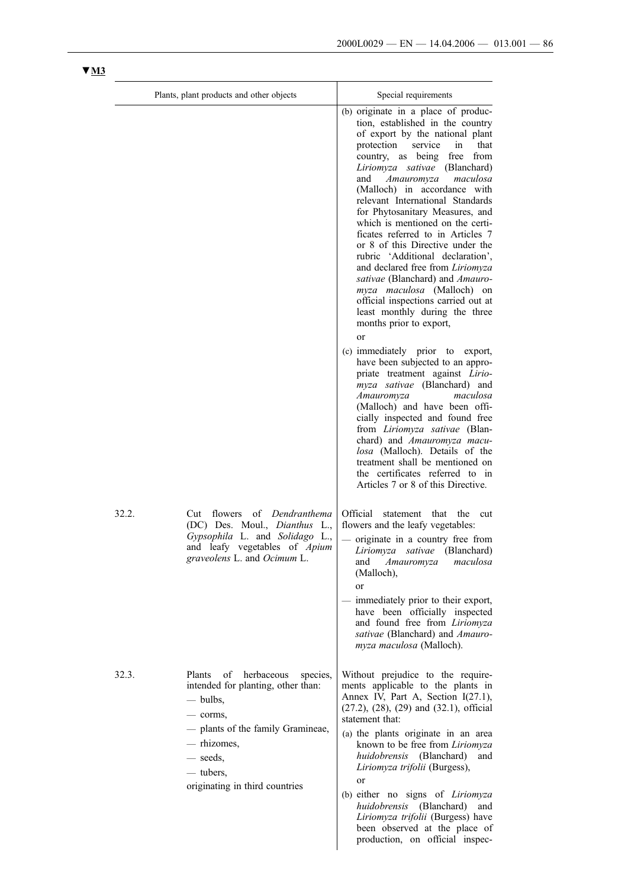▼M3

| | Plants, plant products and other objects | Special requirements |
|---|---|---|
| | | (b) originate in a place of production, established in the country of export by the national plant protection service in that country, as being free from *Liriomyza sativae* (Blanchard) and *Amauromyza maculosa* (Malloch) in accordance with relevant International Standards for Phytosanitary Measures, and which is mentioned on the certificates referred to in Articles 7 or 8 of this Directive under the rubric 'Additional declaration', and declared free from *Liriomyza sativae* (Blanchard) and *Amauromyza maculosa* (Malloch) on official inspections carried out at least monthly during the three months prior to export,<br>or<br>(c) immediately prior to export, have been subjected to an appropriate treatment against *Liriomyza sativae* (Blanchard) and *Amauromyza maculosa* (Malloch) and have been officially inspected and found free from *Liriomyza sativae* (Blanchard) and *Amauromyza maculosa* (Malloch). Details of the treatment shall be mentioned on the certificates referred to in Articles 7 or 8 of this Directive. |
| 32.2. | Cut flowers of *Dendranthema* (DC) Des. Moul., *Dianthus* L., *Gypsophila* L. and *Solidago* L., and leafy vegetables of *Apium graveolens* L. and *Ocimum* L. | Official statement that the cut flowers and the leafy vegetables:<br>— originate in a country free from *Liriomyza sativae* (Blanchard) and *Amauromyza maculosa* (Malloch),<br>or<br>— immediately prior to their export, have been officially inspected and found free from *Liriomyza sativae* (Blanchard) and *Amauromyza maculosa* (Malloch). |
| 32.3. | Plants of herbaceous species, intended for planting, other than:<br>— bulbs,<br>— corms,<br>— plants of the family Gramineae,<br>— rhizomes,<br>— seeds,<br>— tubers,<br>originating in third countries | Without prejudice to the requirements applicable to the plants in Annex IV, Part A, Section I(27.1), (27.2), (28), (29) and (32.1), official statement that:<br>(a) the plants originate in an area known to be free from *Liriomyza huidobrensis* (Blanchard) and *Liriomyza trifolii* (Burgess),<br>or<br>(b) either no signs of *Liriomyza huidobrensis* (Blanchard) and *Liriomyza trifolii* (Burgess) have been observed at the place of production, on official inspec- |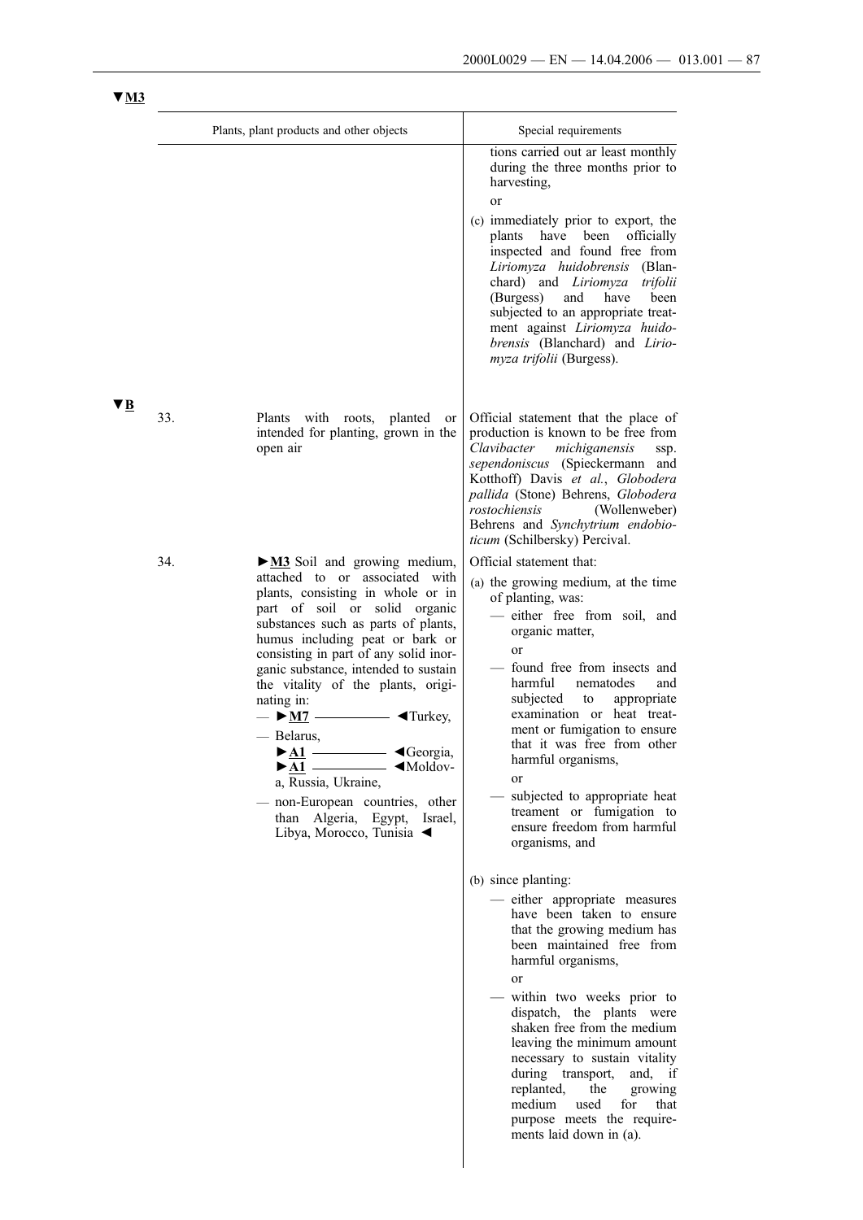▼M3

| Plants, plant products and other objects | Special requirements |
| --- | --- |
| | tions carried out ar least monthly during the three months prior to harvesting,<br>or<br>(c) immediately prior to export, the plants have been officially inspected and found free from *Liriomyza huidobrensis* (Blanchard) and *Liriomyza trifolii* (Burgess) and have been subjected to an appropriate treatment against *Liriomyza huidobrensis* (Blanchard) and *Liriomyza trifolii* (Burgess). |
| ▼B<br>33. Plants with roots, planted or intended for planting, grown in the open air | Official statement that the place of production is known to be free from *Clavibacter michiganensis* ssp. *sependoniscus* (Spieckermann and Kotthoff) Davis *et al.*, *Globodera pallida* (Stone) Behrens, *Globodera rostochiensis* (Wollenweber) Behrens and *Synchytrium endobioticum* (Schilbersky) Percival. |
| 34. ►M3 Soil and growing medium, attached to or associated with plants, consisting in whole or in part of soil or solid organic substances such as parts of plants, humus including peat or bark or consisting in part of any solid inorganic substance, intended to sustain the vitality of the plants, originating in:<br>— ►M7 ———— ◄Turkey,<br>— Belarus, ►A1 ———— ◄Georgia, ►A1 ———— ◄Moldova, Russia, Ukraine,<br>— non-European countries, other than Algeria, Egypt, Israel, Libya, Morocco, Tunisia ◄ | Official statement that:<br>(a) the growing medium, at the time of planting, was:<br>— either free from soil, and organic matter,<br>or<br>— found free from insects and harmful nematodes and subjected to appropriate examination or heat treatment or fumigation to ensure that it was free from other harmful organisms,<br>or<br>— subjected to appropriate heat treament or fumigation to ensure freedom from harmful organisms, and<br>(b) since planting:<br>— either appropriate measures have been taken to ensure that the growing medium has been maintained free from harmful organisms,<br>or<br>— within two weeks prior to dispatch, the plants were shaken free from the medium leaving the minimum amount necessary to sustain vitality during transport, and, if replanted, the growing medium used for that purpose meets the requirements laid down in (a). |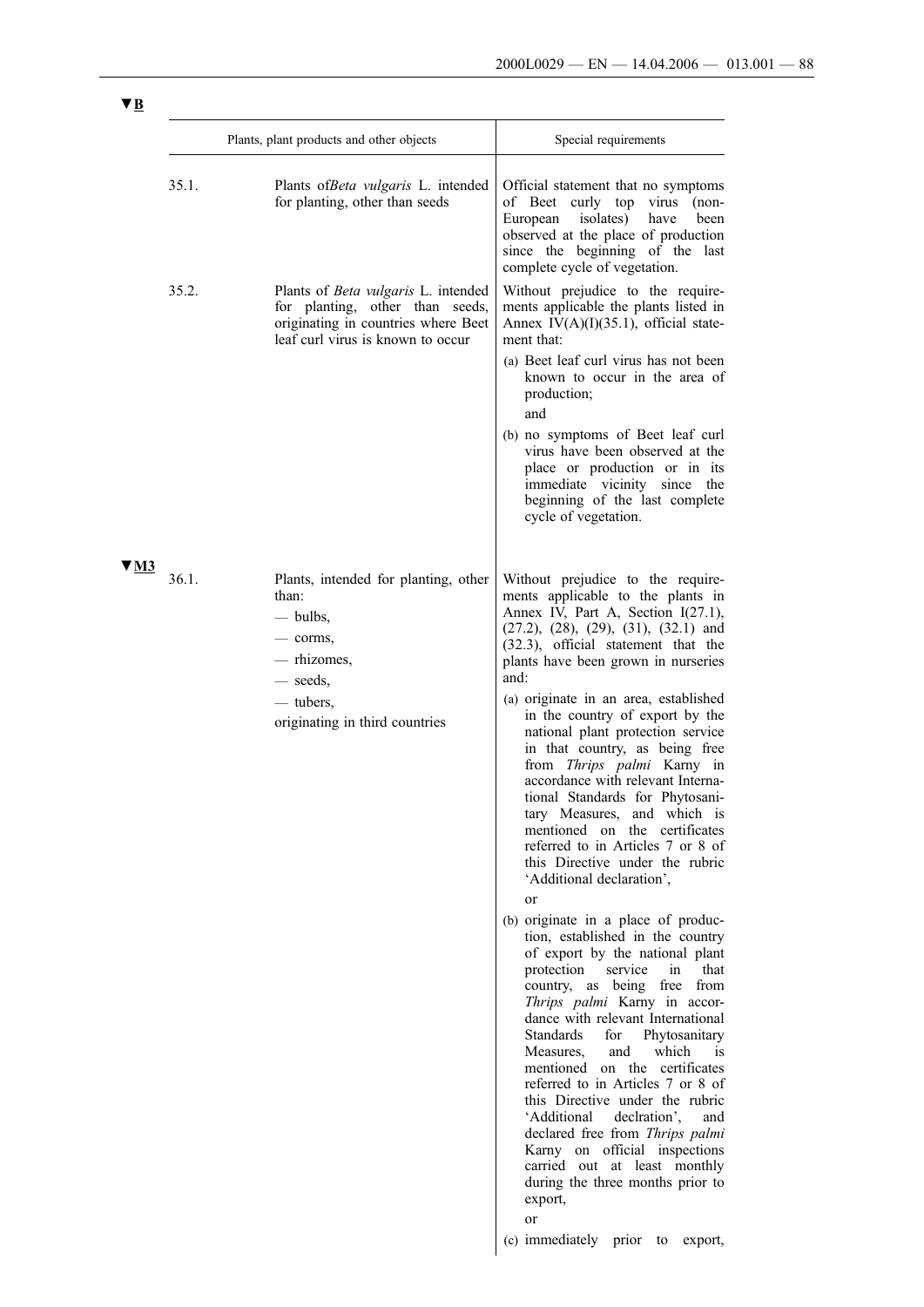▼B

| | Plants, plant products and other objects | Special requirements |
|---|---|---|
| 35.1. | Plants of*Beta vulgaris* L. intended for planting, other than seeds | Official statement that no symptoms of Beet curly top virus (non-European isolates) have been observed at the place of production since the beginning of the last complete cycle of vegetation. |
| 35.2. | Plants of *Beta vulgaris* L. intended for planting, other than seeds, originating in countries where Beet leaf curl virus is known to occur | Without prejudice to the requirements applicable the plants listed in Annex IV(A)(I)(35.1), official statement that:<br>(a) Beet leaf curl virus has not been known to occur in the area of production;<br>and<br>(b) no symptoms of Beet leaf curl virus have been observed at the place or production or in its immediate vicinity since the beginning of the last complete cycle of vegetation. |
| ▼M3 36.1. | Plants, intended for planting, other than:<br>— bulbs,<br>— corms,<br>— rhizomes,<br>— seeds,<br>— tubers,<br>originating in third countries | Without prejudice to the requirements applicable to the plants in Annex IV, Part A, Section I(27.1), (27.2), (28), (29), (31), (32.1) and (32.3), official statement that the plants have been grown in nurseries and:<br>(a) originate in an area, established in the country of export by the national plant protection service in that country, as being free from *Thrips palmi* Karny in accordance with relevant International Standards for Phytosanitary Measures, and which is mentioned on the certificates referred to in Articles 7 or 8 of this Directive under the rubric 'Additional declaration',<br>or<br>(b) originate in a place of production, established in the country of export by the national plant protection service in that country, as being free from *Thrips palmi* Karny in accordance with relevant International Standards for Phytosanitary Measures, and which is mentioned on the certificates referred to in Articles 7 or 8 of this Directive under the rubric 'Additional declration', and declared free from *Thrips palmi* Karny on official inspections carried out at least monthly during the three months prior to export,<br>or<br>(c) immediately prior to export, |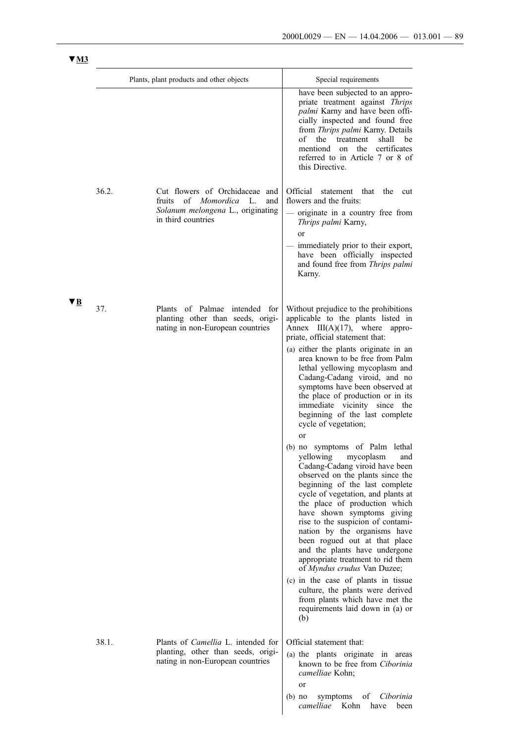▼M3

| | Plants, plant products and other objects | Special requirements |
|---|---|---|
| | | have been subjected to an appropriate treatment against *Thrips palmi* Karny and have been officially inspected and found free from *Thrips palmi* Karny. Details of the treatment shall be mentiond on the certificates referred to in Article 7 or 8 of this Directive. |
| 36.2. | Cut flowers of Orchidaceae and fruits of *Momordica* L. and *Solanum melongena* L., originating in third countries | Official statement that the cut flowers and the fruits:<br>— originate in a country free from *Thrips palmi* Karny,<br>or<br>— immediately prior to their export, have been officially inspected and found free from *Thrips palmi* Karny. |

▼B

| | Plants, plant products and other objects | Special requirements |
|---|---|---|
| 37. | Plants of Palmae intended for planting other than seeds, originating in non-European countries | Without prejudice to the prohibitions applicable to the plants listed in Annex III(A)(17), where appropriate, official statement that:<br>(a) either the plants originate in an area known to be free from Palm lethal yellowing mycoplasm and Cadang-Cadang viroid, and no symptoms have been observed at the place of production or in its immediate vicinity since the beginning of the last complete cycle of vegetation;<br>or<br>(b) no symptoms of Palm lethal yellowing mycoplasm and Cadang-Cadang viroid have been observed on the plants since the beginning of the last complete cycle of vegetation, and plants at the place of production which have shown symptoms giving rise to the suspicion of contamination by the organisms have been rogued out at that place and the plants have undergone appropriate treatment to rid them of *Myndus crudus* Van Duzee;<br>(c) in the case of plants in tissue culture, the plants were derived from plants which have met the requirements laid down in (a) or (b) |
| 38.1. | Plants of *Camellia* L. intended for planting, other than seeds, originating in non-European countries | Official statement that:<br>(a) the plants originate in areas known to be free from *Ciborinia camelliae* Kohn;<br>or<br>(b) no symptoms of *Ciborinia camelliae* Kohn have been |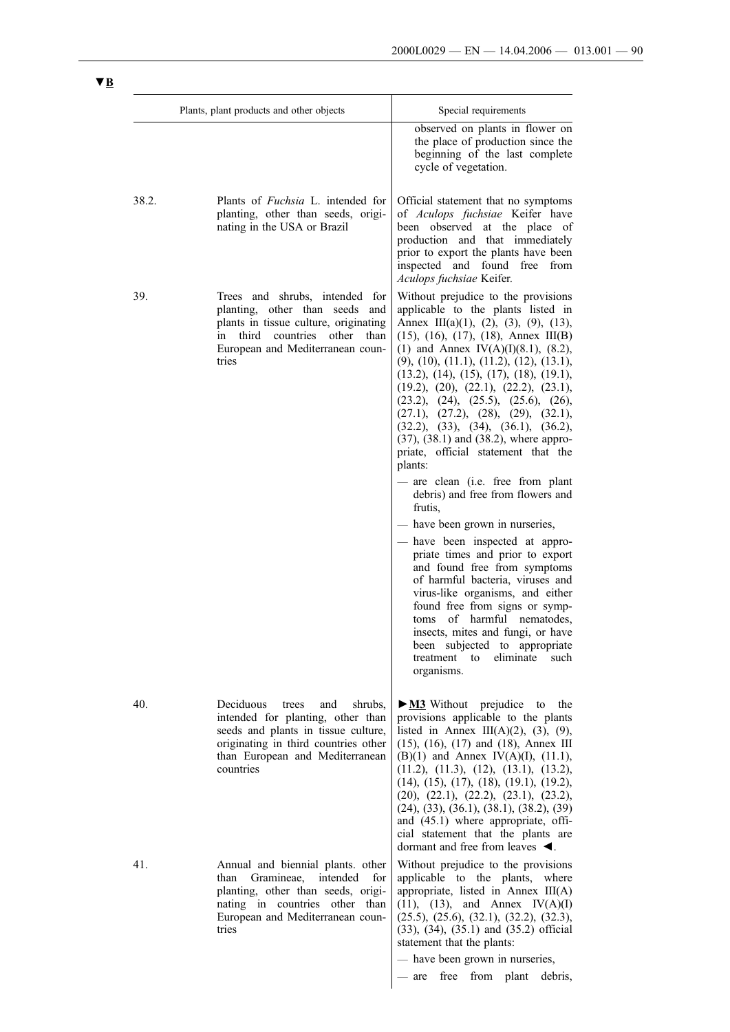▼B

| | Plants, plant products and other objects | Special requirements |
|---|---|---|
| | | observed on plants in flower on the place of production since the beginning of the last complete cycle of vegetation. |
| 38.2. | Plants of *Fuchsia* L. intended for planting, other than seeds, originating in the USA or Brazil | Official statement that no symptoms of *Aculops fuchsiae* Keifer have been observed at the place of production and that immediately prior to export the plants have been inspected and found free from *Aculops fuchsiae* Keifer. |
| 39. | Trees and shrubs, intended for planting, other than seeds and plants in tissue culture, originating in third countries other than European and Mediterranean countries | Without prejudice to the provisions applicable to the plants listed in Annex III(a)(1), (2), (3), (9), (13), (15), (16), (17), (18), Annex III(B) (1) and Annex IV(A)(I)(8.1), (8.2), (9), (10), (11.1), (11.2), (12), (13.1), (13.2), (14), (15), (17), (18), (19.1), (19.2), (20), (22.1), (22.2), (23.1), (23.2), (24), (25.5), (25.6), (26), (27.1), (27.2), (28), (29), (32.1), (32.2), (33), (34), (36.1), (36.2), (37), (38.1) and (38.2), where appropriate, official statement that the plants:<br>— are clean (i.e. free from plant debris) and free from flowers and frutis,<br>— have been grown in nurseries,<br>— have been inspected at appropriate times and prior to export and found free from symptoms of harmful bacteria, viruses and virus-like organisms, and either found free from signs or symptoms of harmful nematodes, insects, mites and fungi, or have been subjected to appropriate treatment to eliminate such organisms. |
| 40. | Deciduous trees and shrubs, intended for planting, other than seeds and plants in tissue culture, originating in third countries other than European and Mediterranean countries | ►M3 Without prejudice to the provisions applicable to the plants listed in Annex III(A)(2), (3), (9), (15), (16), (17) and (18), Annex III (B)(1) and Annex IV(A)(I), (11.1), (11.2), (11.3), (12), (13.1), (13.2), (14), (15), (17), (18), (19.1), (19.2), (20), (22.1), (22.2), (23.1), (23.2), (24), (33), (36.1), (38.1), (38.2), (39) and (45.1) where appropriate, official statement that the plants are dormant and free from leaves ◄. |
| 41. | Annual and biennial plants. other than Gramineae, intended for planting, other than seeds, originating in countries other than European and Mediterranean countries | Without prejudice to the provisions applicable to the plants, where appropriate, listed in Annex III(A) (11), (13), and Annex IV(A)(I) (25.5), (25.6), (32.1), (32.2), (32.3), (33), (34), (35.1) and (35.2) official statement that the plants:<br>— have been grown in nurseries,<br>— are free from plant debris, |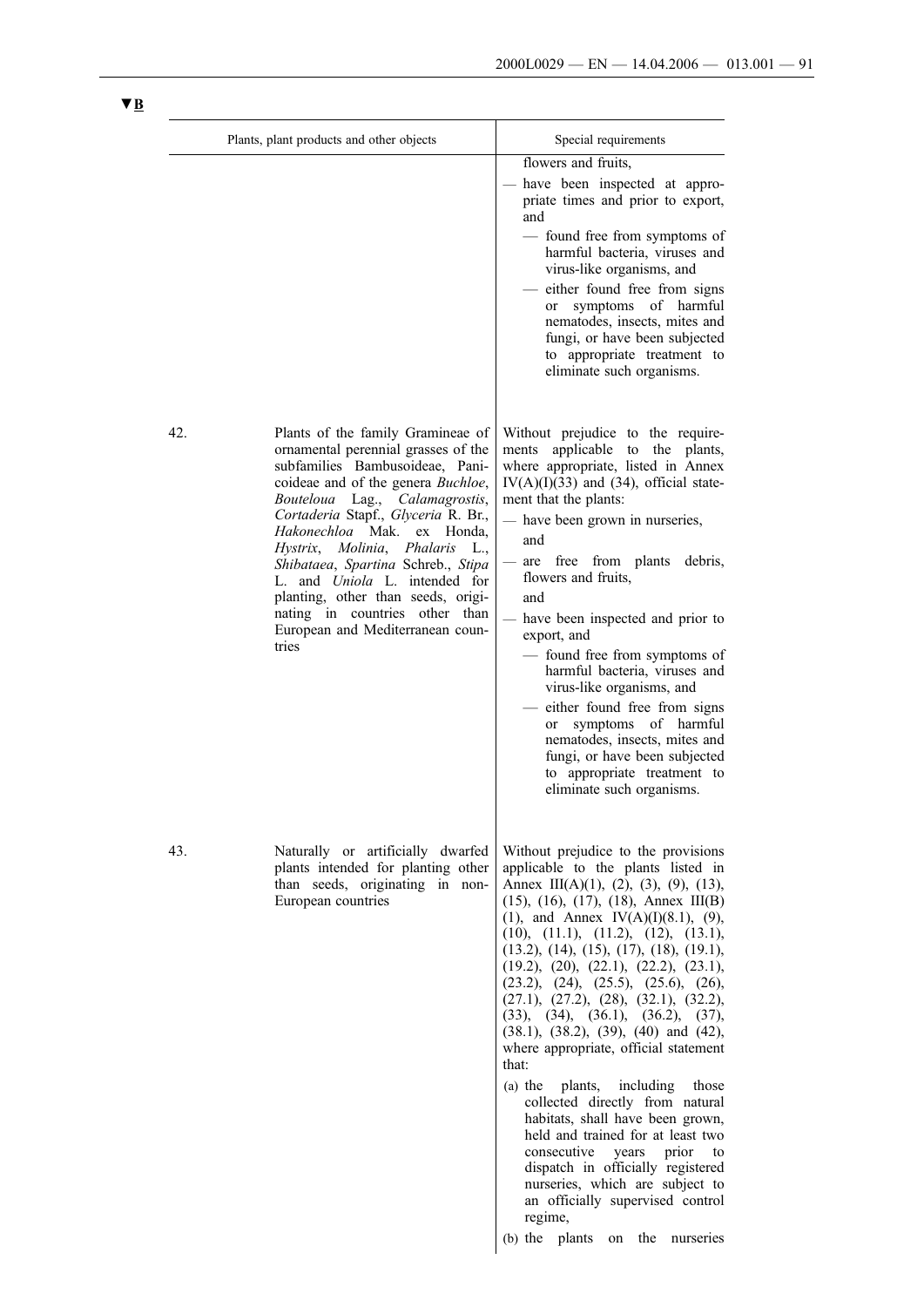▼B

| | Plants, plant products and other objects | Special requirements |
|---|---|---|
| | | flowers and fruits,<br>— have been inspected at appropriate times and prior to export, and<br>— found free from symptoms of harmful bacteria, viruses and virus-like organisms, and<br>— either found free from signs or symptoms of harmful nematodes, insects, mites and fungi, or have been subjected to appropriate treatment to eliminate such organisms. |
| 42. | Plants of the family Gramineae of ornamental perennial grasses of the subfamilies Bambusoideae, Panicoideae and of the genera *Buchloe*, *Bouteloua* Lag., *Calamagrostis*, *Cortaderia* Stapf., *Glyceria* R. Br., *Hakonechloa* Mak. ex Honda, *Hystrix*, *Molinia*, *Phalaris* L., *Shibataea*, *Spartina* Schreb., *Stipa* L. and *Uniola* L. intended for planting, other than seeds, originating in countries other than European and Mediterranean countries | Without prejudice to the requirements applicable to the plants, where appropriate, listed in Annex IV(A)(I)(33) and (34), official statement that the plants:<br>— have been grown in nurseries, and<br>— are free from plants debris, flowers and fruits, and<br>— have been inspected and prior to export, and<br>— found free from symptoms of harmful bacteria, viruses and virus-like organisms, and<br>— either found free from signs or symptoms of harmful nematodes, insects, mites and fungi, or have been subjected to appropriate treatment to eliminate such organisms. |
| 43. | Naturally or artificially dwarfed plants intended for planting other than seeds, originating in non-European countries | Without prejudice to the provisions applicable to the plants listed in Annex III(A)(1), (2), (3), (9), (13), (15), (16), (17), (18), Annex III(B) (1), and Annex IV(A)(I)(8.1), (9), (10), (11.1), (11.2), (12), (13.1), (13.2), (14), (15), (17), (18), (19.1), (19.2), (20), (22.1), (22.2), (23.1), (23.2), (24), (25.5), (25.6), (26), (27.1), (27.2), (28), (32.1), (32.2), (33), (34), (36.1), (36.2), (37), (38.1), (38.2), (39), (40) and (42), where appropriate, official statement that:<br>(a) the plants, including those collected directly from natural habitats, shall have been grown, held and trained for at least two consecutive years prior to dispatch in officially registered nurseries, which are subject to an officially supervised control regime,<br>(b) the plants on the nurseries |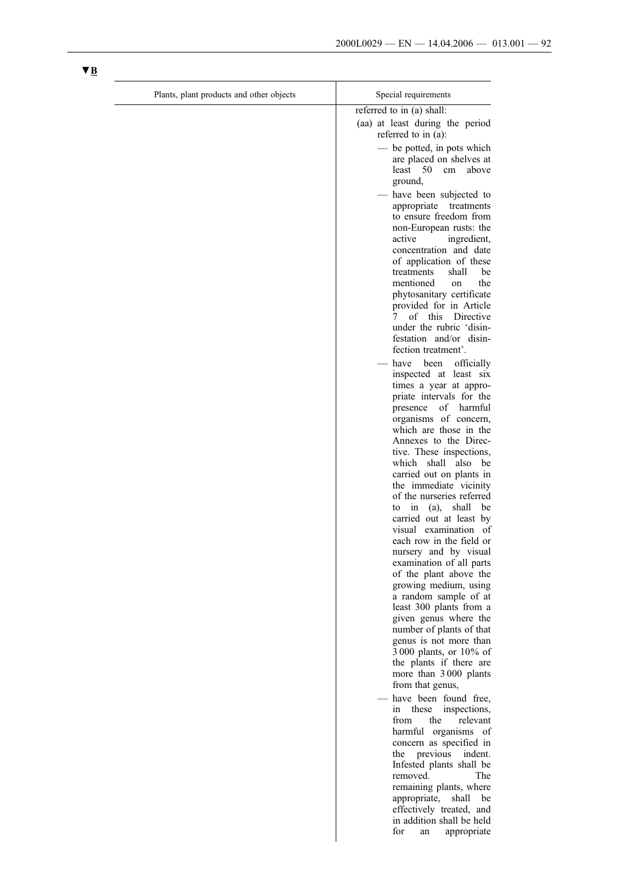▼B

| Plants, plant products and other objects | Special requirements |
|---|---|
| | referred to in (a) shall:<br>(aa) at least during the period referred to in (a):<br>— be potted, in pots which are placed on shelves at least 50 cm above ground,<br>— have been subjected to appropriate treatments to ensure freedom from non-European rusts: the active ingredient, concentration and date of application of these treatments shall be mentioned on the phytosanitary certificate provided for in Article 7 of this Directive under the rubric 'disinfestation and/or disinfection treatment'.<br>— have been officially inspected at least six times a year at appropriate intervals for the presence of harmful organisms of concern, which are those in the Annexes to the Directive. These inspections, which shall also be carried out on plants in the immediate vicinity of the nurseries referred to in (a), shall be carried out at least by visual examination of each row in the field or nursery and by visual examination of all parts of the plant above the growing medium, using a random sample of at least 300 plants from a given genus where the number of plants of that genus is not more than 3 000 plants, or 10% of the plants if there are more than 3 000 plants from that genus,<br>— have been found free, in these inspections, from the relevant harmful organisms of concern as specified in the previous indent. Infested plants shall be removed. The remaining plants, where appropriate, shall be effectively treated, and in addition shall be held for an appropriate |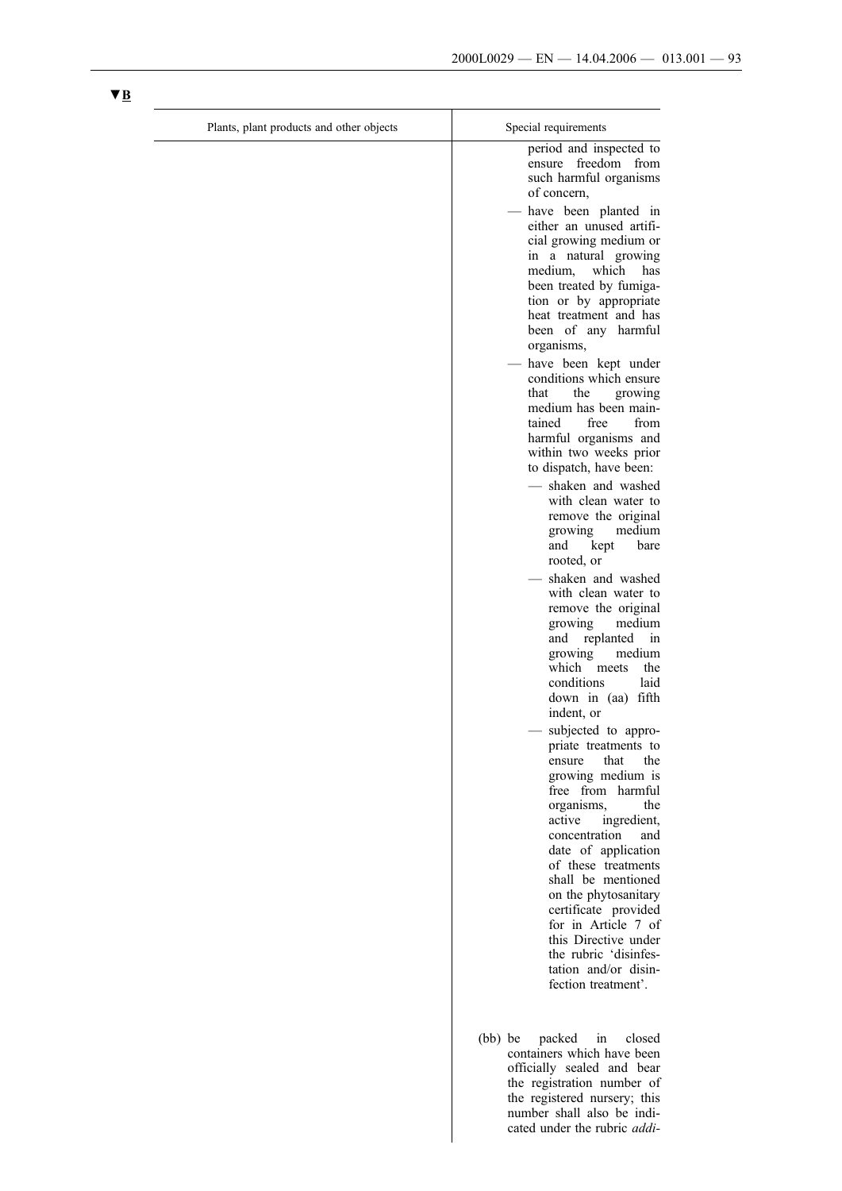▼B

| Plants, plant products and other objects | Special requirements |
|---|---|
| | period and inspected to ensure freedom from such harmful organisms of concern,<br>— have been planted in either an unused artificial growing medium or in a natural growing medium, which has been treated by fumigation or by appropriate heat treatment and has been of any harmful organisms,<br>— have been kept under conditions which ensure that the growing medium has been maintained free from harmful organisms and within two weeks prior to dispatch, have been:<br>— shaken and washed with clean water to remove the original growing medium and kept bare rooted, or<br>— shaken and washed with clean water to remove the original growing medium and replanted in growing medium which meets the conditions laid down in (aa) fifth indent, or<br>— subjected to appropriate treatments to ensure that the growing medium is free from harmful organisms, the active ingredient, concentration and date of application of these treatments shall be mentioned on the phytosanitary certificate provided for in Article 7 of this Directive under the rubric 'disinfestation and/or disinfection treatment'.<br><br>(bb) be packed in closed containers which have been officially sealed and bear the registration number of the registered nursery; this number shall also be indicated under the rubric *addi-* |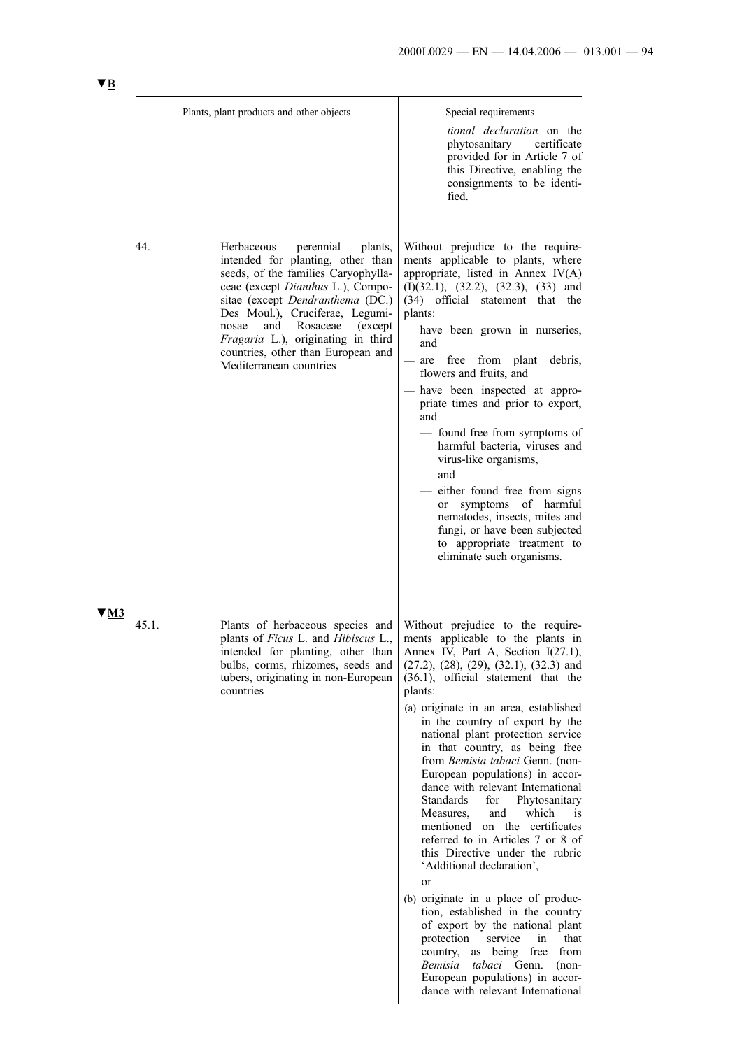▼B

| | Plants, plant products and other objects | Special requirements |
|---|---|---|
| | | *tional declaration* on the phytosanitary certificate provided for in Article 7 of this Directive, enabling the consignments to be identified. |
| 44. | Herbaceous perennial plants, intended for planting, other than seeds, of the families Caryophyllaceae (except *Dianthus* L.), Compositae (except *Dendranthema* (DC.) Des Moul.), Cruciferae, Leguminosae and Rosaceae (except *Fragaria* L.), originating in third countries, other than European and Mediterranean countries | Without prejudice to the requirements applicable to plants, where appropriate, listed in Annex IV(A)(I)(32.1), (32.2), (32.3), (33) and (34) official statement that the plants:<br>— have been grown in nurseries, and<br>— are free from plant debris, flowers and fruits, and<br>— have been inspected at appropriate times and prior to export, and<br>— found free from symptoms of harmful bacteria, viruses and virus-like organisms,<br>and<br>— either found free from signs or symptoms of harmful nematodes, insects, mites and fungi, or have been subjected to appropriate treatment to eliminate such organisms. |

▼M3

| | Plants, plant products and other objects | Special requirements |
|---|---|---|
| 45.1. | Plants of herbaceous species and plants of *Ficus* L. and *Hibiscus* L., intended for planting, other than bulbs, corms, rhizomes, seeds and tubers, originating in non-European countries | Without prejudice to the requirements applicable to the plants in Annex IV, Part A, Section I(27.1), (27.2), (28), (29), (32.1), (32.3) and (36.1), official statement that the plants:<br>(a) originate in an area, established in the country of export by the national plant protection service in that country, as being free from *Bemisia tabaci* Genn. (non-European populations) in accordance with relevant International Standards for Phytosanitary Measures, and which is mentioned on the certificates referred to in Articles 7 or 8 of this Directive under the rubric 'Additional declaration',<br>or<br>(b) originate in a place of production, established in the country of export by the national plant protection service in that country, as being free from *Bemisia tabaci* Genn. (non-European populations) in accordance with relevant International |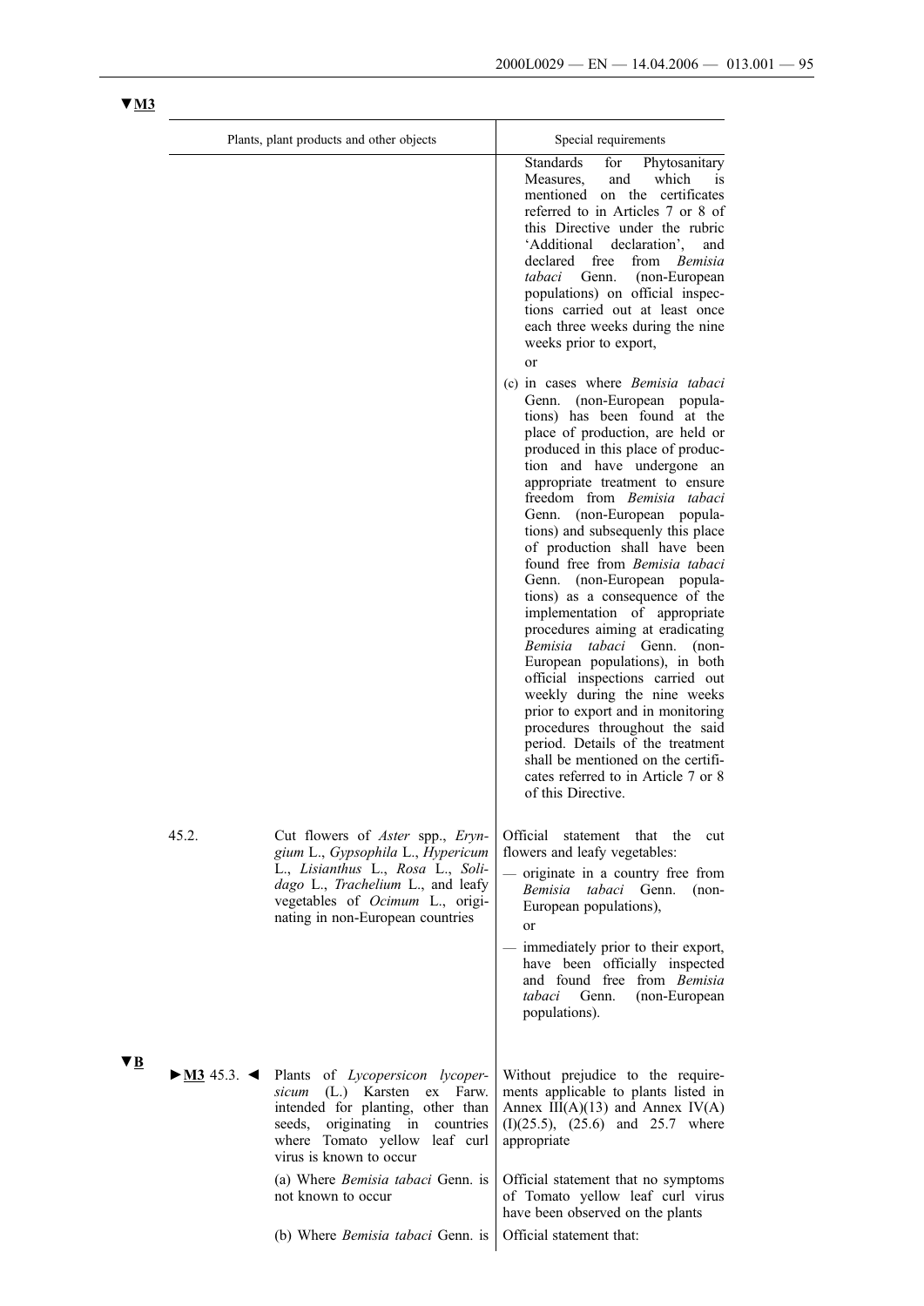▼M3

| | Plants, plant products and other objects | Special requirements |
|---|---|---|
| | | Standards for Phytosanitary Measures, and which is mentioned on the certificates referred to in Articles 7 or 8 of this Directive under the rubric 'Additional declaration', and declared free from *Bemisia tabaci* Genn. (non-European populations) on official inspections carried out at least once each three weeks during the nine weeks prior to export,<br>or<br>(c) in cases where *Bemisia tabaci* Genn. (non-European populations) has been found at the place of production, are held or produced in this place of production and have undergone an appropriate treatment to ensure freedom from *Bemisia tabaci* Genn. (non-European populations) and subsequenly this place of production shall have been found free from *Bemisia tabaci* Genn. (non-European populations) as a consequence of the implementation of appropriate procedures aiming at eradicating *Bemisia tabaci* Genn. (non-European populations), in both official inspections carried out weekly during the nine weeks prior to export and in monitoring procedures throughout the said period. Details of the treatment shall be mentioned on the certificates referred to in Article 7 or 8 of this Directive. |
| 45.2. | Cut flowers of *Aster* spp., *Eryngium* L., *Gypsophila* L., *Hypericum* L., *Lisianthus* L., *Rosa* L., *Solidago* L., *Trachelium* L., and leafy vegetables of *Ocimum* L., originating in non-European countries | Official statement that the cut flowers and leafy vegetables:<br>— originate in a country free from *Bemisia tabaci* Genn. (non-European populations),<br>or<br>— immediately prior to their export, have been officially inspected and found free from *Bemisia tabaci* Genn. (non-European populations). |

▼B

| | Plants, plant products and other objects | Special requirements |
|---|---|---|
| ►M3 45.3. ◄ | Plants of *Lycopersicon lycopersicum* (L.) Karsten ex Farw. intended for planting, other than seeds, originating in countries where Tomato yellow leaf curl virus is known to occur | Without prejudice to the requirements applicable to plants listed in Annex III(A)(13) and Annex IV(A)(I)(25.5), (25.6) and 25.7 where appropriate |
| | (a) Where *Bemisia tabaci* Genn. is not known to occur | Official statement that no symptoms of Tomato yellow leaf curl virus have been observed on the plants |
| | (b) Where *Bemisia tabaci* Genn. is | Official statement that: |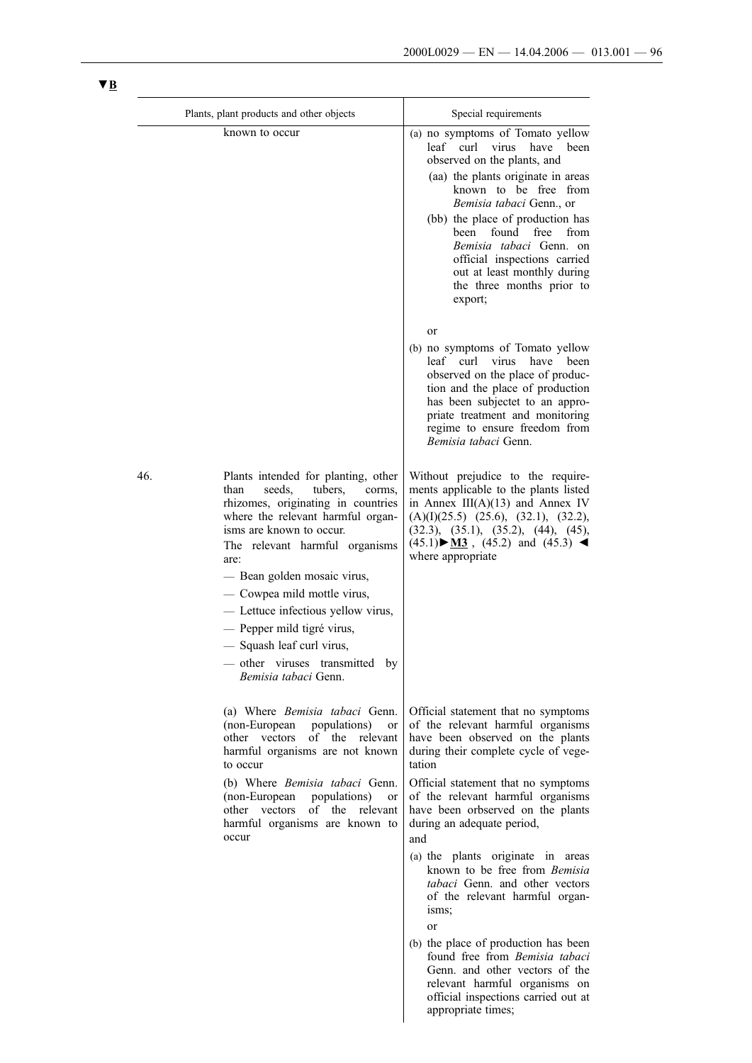▼B

| | Plants, plant products and other objects | Special requirements |
|---|---|---|
| | known to occur | (a) no symptoms of Tomato yellow leaf curl virus have been observed on the plants, and<br>(aa) the plants originate in areas known to be free from *Bemisia tabaci* Genn., or<br>(bb) the place of production has been found free from *Bemisia tabaci* Genn. on official inspections carried out at least monthly during the three months prior to export;<br>or<br>(b) no symptoms of Tomato yellow leaf curl virus have been observed on the place of production and the place of production has been subjectet to an appropriate treatment and monitoring regime to ensure freedom from *Bemisia tabaci* Genn. |
| 46. | Plants intended for planting, other than seeds, tubers, corms, rhizomes, originating in countries where the relevant harmful organisms are known to occur.<br>The relevant harmful organisms are:<br>— Bean golden mosaic virus,<br>— Cowpea mild mottle virus,<br>— Lettuce infectious yellow virus,<br>— Pepper mild tigré virus,<br>— Squash leaf curl virus,<br>— other viruses transmitted by *Bemisia tabaci* Genn. | Without prejudice to the requirements applicable to the plants listed in Annex III(A)(13) and Annex IV (A)(I)(25.5) (25.6), (32.1), (32.2), (32.3), (35.1), (35.2), (44), (45), (45.1)►M3 , (45.2) and (45.3) ◄ where appropriate |
| | (a) Where *Bemisia tabaci* Genn. (non-European populations) or other vectors of the relevant harmful organisms are not known to occur | Official statement that no symptoms of the relevant harmful organisms have been observed on the plants during their complete cycle of vegetation |
| | (b) Where *Bemisia tabaci* Genn. (non-European populations) or other vectors of the relevant harmful organisms are known to occur | Official statement that no symptoms of the relevant harmful organisms have been orbserved on the plants during an adequate period,<br>and<br>(a) the plants originate in areas known to be free from *Bemisia tabaci* Genn. and other vectors of the relevant harmful organisms;<br>or<br>(b) the place of production has been found free from *Bemisia tabaci* Genn. and other vectors of the relevant harmful organisms on official inspections carried out at appropriate times; |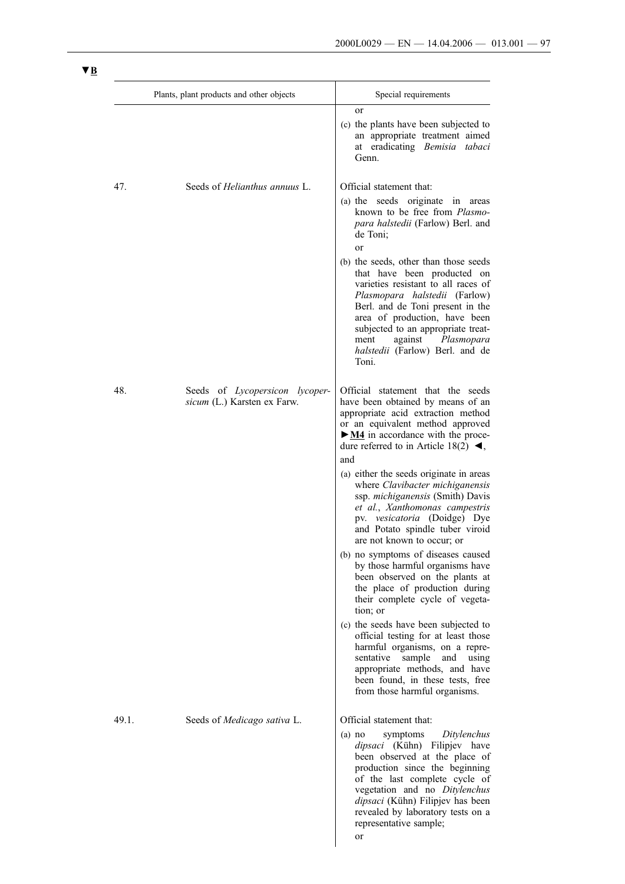▼B

| Plants, plant products and other objects | | Special requirements |
|---|---|---|
| | | or<br>(c) the plants have been subjected to an appropriate treatment aimed at eradicating *Bemisia tabaci* Genn. |
| 47. | Seeds of *Helianthus annuus* L. | Official statement that:<br>(a) the seeds originate in areas known to be free from *Plasmopara halstedii* (Farlow) Berl. and de Toni;<br>or<br>(b) the seeds, other than those seeds that have been producted on varieties resistant to all races of *Plasmopara halstedii* (Farlow) Berl. and de Toni present in the area of production, have been subjected to an appropriate treatment against *Plasmopara halstedii* (Farlow) Berl. and de Toni. |
| 48. | Seeds of *Lycopersicon lycopersicum* (L.) Karsten ex Farw. | Official statement that the seeds have been obtained by means of an appropriate acid extraction method or an equivalent method approved ►**M4** in accordance with the procedure referred to in Article 18(2) ◄,<br>and<br>(a) either the seeds originate in areas where *Clavibacter michiganensis* ssp. *michiganensis* (Smith) Davis *et al.*, *Xanthomonas campestris* pv. *vesicatoria* (Doidge) Dye and Potato spindle tuber viroid are not known to occur; or<br>(b) no symptoms of diseases caused by those harmful organisms have been observed on the plants at the place of production during their complete cycle of vegetation; or<br>(c) the seeds have been subjected to official testing for at least those harmful organisms, on a representative sample and using appropriate methods, and have been found, in these tests, free from those harmful organisms. |
| 49.1. | Seeds of *Medicago sativa* L. | Official statement that:<br>(a) no symptoms *Ditylenchus dipsaci* (Kühn) Filipjev have been observed at the place of production since the beginning of the last complete cycle of vegetation and no *Ditylenchus dipsaci* (Kühn) Filipjev has been revealed by laboratory tests on a representative sample;<br>or |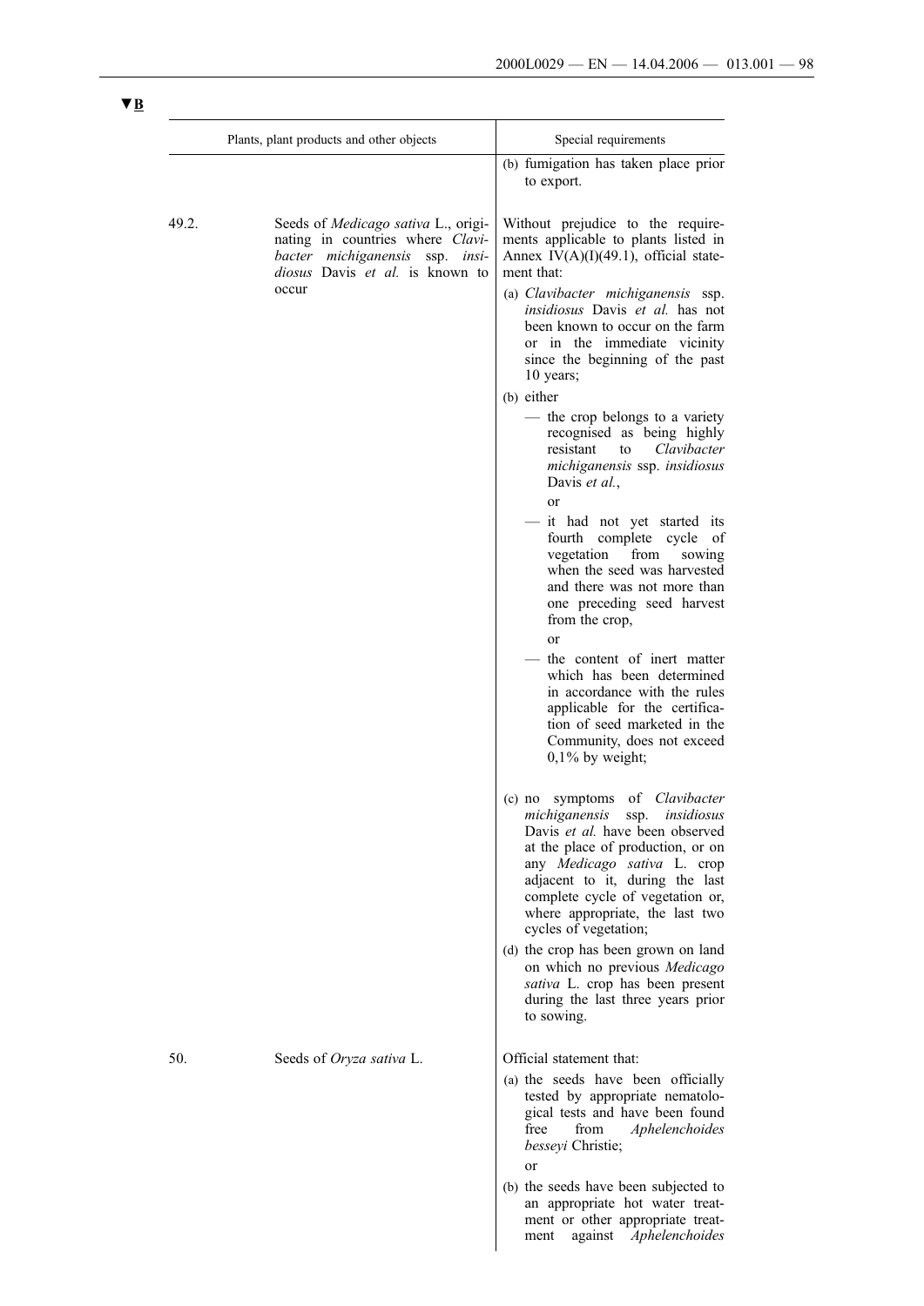▼B

| | Plants, plant products and other objects | Special requirements |
|---|---|---|
| | | (b) fumigation has taken place prior to export. |
| 49.2. | Seeds of *Medicago sativa* L., originating in countries where *Clavibacter michiganensis* ssp. *insidiosus* Davis *et al.* is known to occur | Without prejudice to the requirements applicable to plants listed in Annex IV(A)(I)(49.1), official statement that:<br>(a) *Clavibacter michiganensis* ssp. *insidiosus* Davis *et al.* has not been known to occur on the farm or in the immediate vicinity since the beginning of the past 10 years;<br>(b) either<br>— the crop belongs to a variety recognised as being highly resistant to *Clavibacter michiganensis* ssp. *insidiosus* Davis *et al.*,<br>or<br>— it had not yet started its fourth complete cycle of vegetation from sowing when the seed was harvested and there was not more than one preceding seed harvest from the crop,<br>or<br>— the content of inert matter which has been determined in accordance with the rules applicable for the certification of seed marketed in the Community, does not exceed 0,1% by weight;<br>(c) no symptoms of *Clavibacter michiganensis* ssp. *insidiosus* Davis *et al.* have been observed at the place of production, or on any *Medicago sativa* L. crop adjacent to it, during the last complete cycle of vegetation or, where appropriate, the last two cycles of vegetation;<br>(d) the crop has been grown on land on which no previous *Medicago sativa* L. crop has been present during the last three years prior to sowing. |
| 50. | Seeds of *Oryza sativa* L. | Official statement that:<br>(a) the seeds have been officially tested by appropriate nematological tests and have been found free from *Aphelenchoides besseyi* Christie;<br>or<br>(b) the seeds have been subjected to an appropriate hot water treatment or other appropriate treatment against *Aphelenchoides* |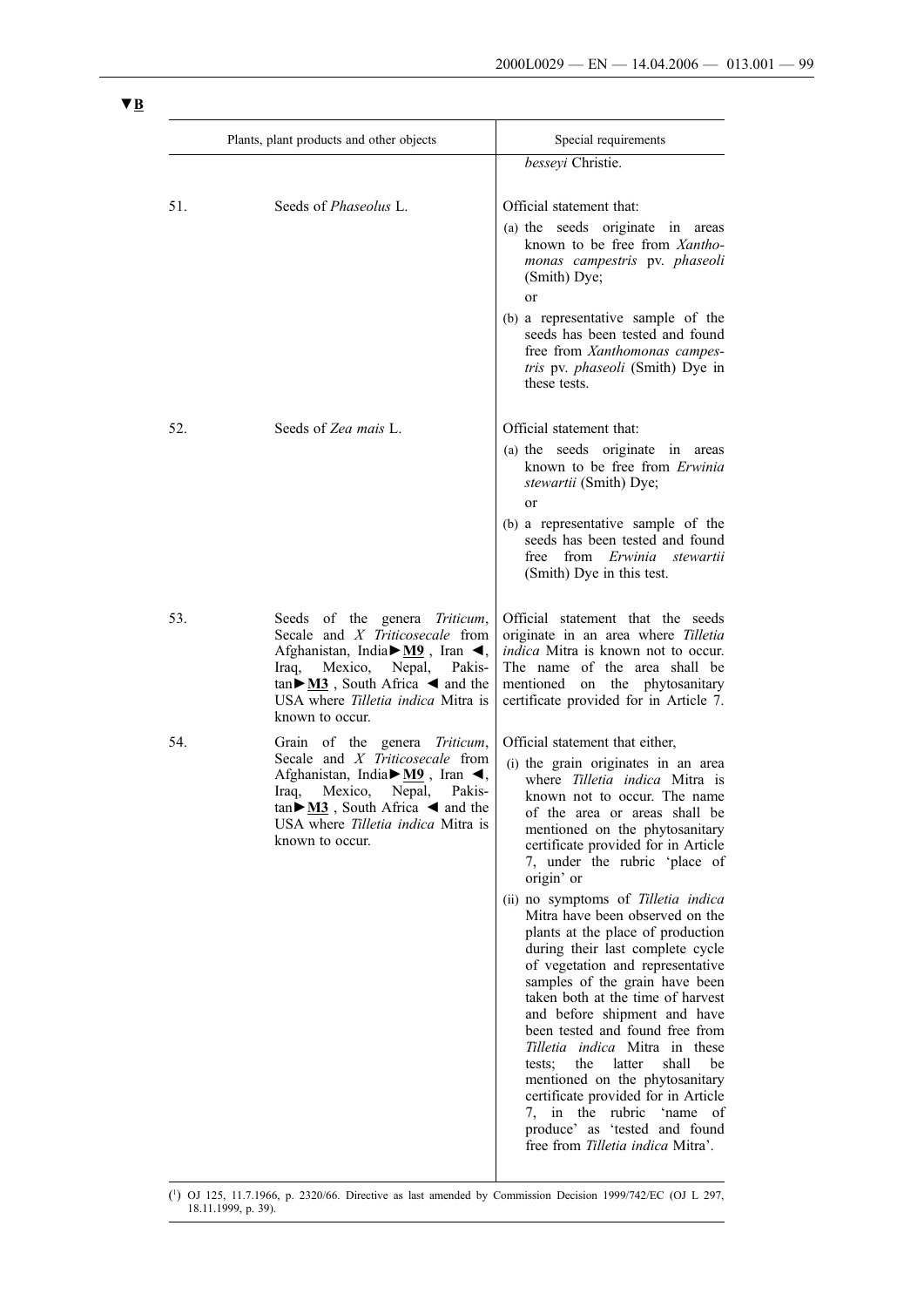▼B

| Plants, plant products and other objects | Special requirements |
|---|---|
| | *besseyi* Christie. |
| 51. Seeds of *Phaseolus* L. | Official statement that:<br>(a) the seeds originate in areas known to be free from *Xanthomonas campestris* pv. *phaseoli* (Smith) Dye;<br>or<br>(b) a representative sample of the seeds has been tested and found free from *Xanthomonas campestris* pv. *phaseoli* (Smith) Dye in these tests. |
| 52. Seeds of *Zea mais* L. | Official statement that:<br>(a) the seeds originate in areas known to be free from *Erwinia stewartii* (Smith) Dye;<br>or<br>(b) a representative sample of the seeds has been tested and found free from *Erwinia stewartii* (Smith) Dye in this test. |
| 53. Seeds of the genera *Triticum*, Secale and *X Triticosecale* from Afghanistan, India ►M9 , Iran ◄, Iraq, Mexico, Nepal, Pakistan ►M3 , South Africa ◄ and the USA where *Tilletia indica* Mitra is known to occur. | Official statement that the seeds originate in an area where *Tilletia indica* Mitra is known not to occur. The name of the area shall be mentioned on the phytosanitary certificate provided for in Article 7. |
| 54. Grain of the genera *Triticum*, Secale and *X Triticosecale* from Afghanistan, India ►M9 , Iran ◄, Iraq, Mexico, Nepal, Pakistan ►M3 , South Africa ◄ and the USA where *Tilletia indica* Mitra is known to occur. | Official statement that either,<br>(i) the grain originates in an area where *Tilletia indica* Mitra is known not to occur. The name of the area or areas shall be mentioned on the phytosanitary certificate provided for in Article 7, under the rubric 'place of origin' or<br>(ii) no symptoms of *Tilletia indica* Mitra have been observed on the plants at the place of production during their last complete cycle of vegetation and representative samples of the grain have been taken both at the time of harvest and before shipment and have been tested and found free from *Tilletia indica* Mitra in these tests; the latter shall be mentioned on the phytosanitary certificate provided for in Article 7, in the rubric 'name of produce' as 'tested and found free from *Tilletia indica* Mitra'. |

([1]) OJ 125, 11.7.1966, p. 2320/66. Directive as last amended by Commission Decision 1999/742/EC (OJ L 297, 18.11.1999, p. 39).